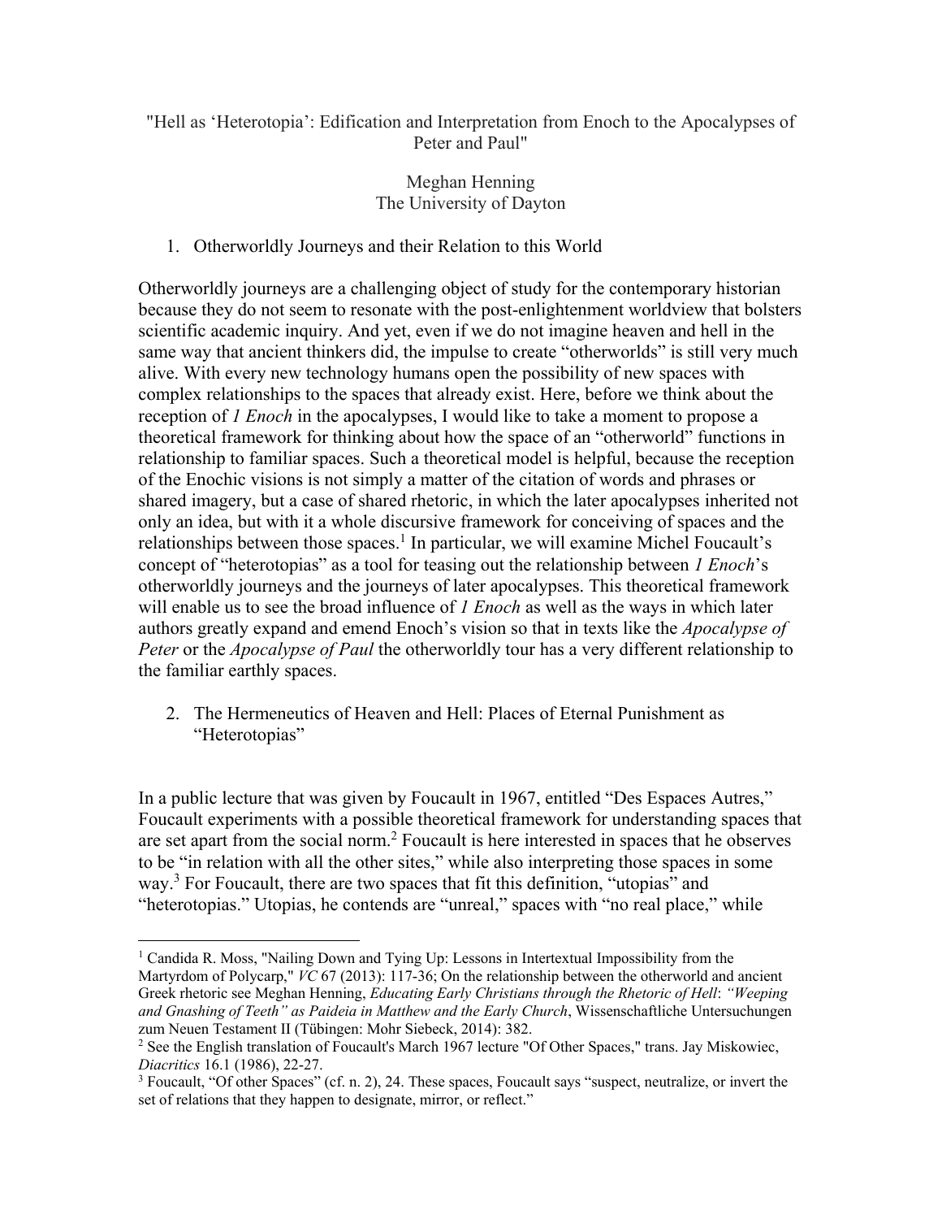"Hell as 'Heterotopia': Edification and Interpretation from Enoch to the Apocalypses of Peter and Paul"

Meghan Henning
The University of Dayton

## 1. Otherworldly Journeys and their Relation to this World

Otherworldly journeys are a challenging object of study for the contemporary historian because they do not seem to resonate with the post-enlightenment worldview that bolsters scientific academic inquiry. And yet, even if we do not imagine heaven and hell in the same way that ancient thinkers did, the impulse to create "otherworlds" is still very much alive. With every new technology humans open the possibility of new spaces with complex relationships to the spaces that already exist. Here, before we think about the reception of *1 Enoch* in the apocalypses, I would like to take a moment to propose a theoretical framework for thinking about how the space of an "otherworld" functions in relationship to familiar spaces. Such a theoretical model is helpful, because the reception of the Enochic visions is not simply a matter of the citation of words and phrases or shared imagery, but a case of shared rhetoric, in which the later apocalypses inherited not only an idea, but with it a whole discursive framework for conceiving of spaces and the relationships between those spaces.[1] In particular, we will examine Michel Foucault's concept of "heterotopias" as a tool for teasing out the relationship between *1 Enoch*'s otherworldly journeys and the journeys of later apocalypses. This theoretical framework will enable us to see the broad influence of *1 Enoch* as well as the ways in which later authors greatly expand and emend Enoch's vision so that in texts like the *Apocalypse of Peter* or the *Apocalypse of Paul* the otherworldly tour has a very different relationship to the familiar earthly spaces.

## 2. The Hermeneutics of Heaven and Hell: Places of Eternal Punishment as "Heterotopias"

In a public lecture that was given by Foucault in 1967, entitled "Des Espaces Autres," Foucault experiments with a possible theoretical framework for understanding spaces that are set apart from the social norm.[2] Foucault is here interested in spaces that he observes to be "in relation with all the other sites," while also interpreting those spaces in some way.[3] For Foucault, there are two spaces that fit this definition, "utopias" and "heterotopias." Utopias, he contends are "unreal," spaces with "no real place," while

---

[1] Candida R. Moss, "Nailing Down and Tying Up: Lessons in Intertextual Impossibility from the Martyrdom of Polycarp," *VC* 67 (2013): 117-36; On the relationship between the otherworld and ancient Greek rhetoric see Meghan Henning, *Educating Early Christians through the Rhetoric of Hell*: *"Weeping and Gnashing of Teeth" as Paideia in Matthew and the Early Church*, Wissenschaftliche Untersuchungen zum Neuen Testament II (Tübingen: Mohr Siebeck, 2014): 382.

[2] See the English translation of Foucault's March 1967 lecture "Of Other Spaces," trans. Jay Miskowiec, *Diacritics* 16.1 (1986), 22-27.

[3] Foucault, "Of other Spaces" (cf. n. 2), 24. These spaces, Foucault says "suspect, neutralize, or invert the set of relations that they happen to designate, mirror, or reflect."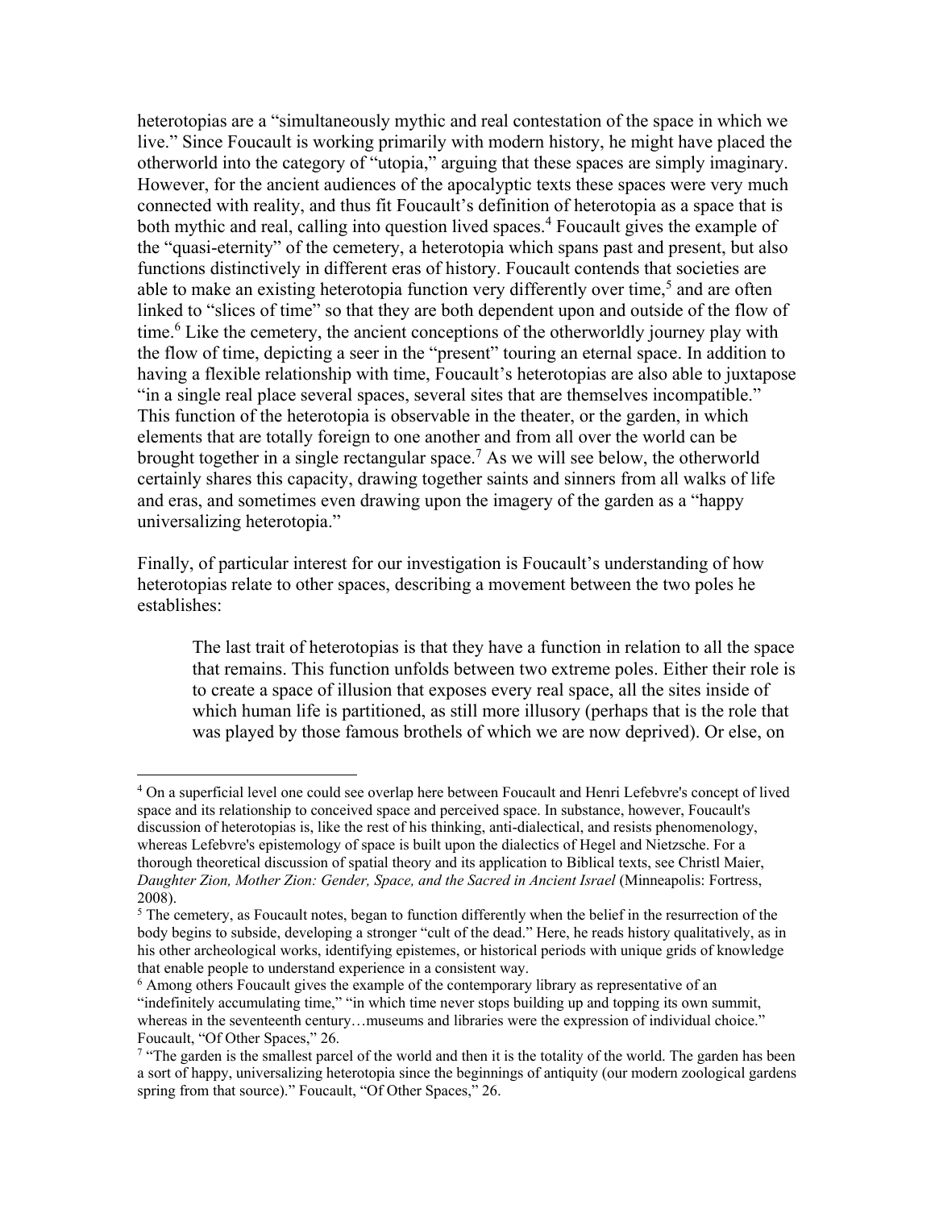heterotopias are a "simultaneously mythic and real contestation of the space in which we live." Since Foucault is working primarily with modern history, he might have placed the otherworld into the category of "utopia," arguing that these spaces are simply imaginary. However, for the ancient audiences of the apocalyptic texts these spaces were very much connected with reality, and thus fit Foucault's definition of heterotopia as a space that is both mythic and real, calling into question lived spaces.[4] Foucault gives the example of the "quasi-eternity" of the cemetery, a heterotopia which spans past and present, but also functions distinctively in different eras of history. Foucault contends that societies are able to make an existing heterotopia function very differently over time,[5] and are often linked to "slices of time" so that they are both dependent upon and outside of the flow of time.[6] Like the cemetery, the ancient conceptions of the otherworldly journey play with the flow of time, depicting a seer in the "present" touring an eternal space. In addition to having a flexible relationship with time, Foucault's heterotopias are also able to juxtapose "in a single real place several spaces, several sites that are themselves incompatible." This function of the heterotopia is observable in the theater, or the garden, in which elements that are totally foreign to one another and from all over the world can be brought together in a single rectangular space.[7] As we will see below, the otherworld certainly shares this capacity, drawing together saints and sinners from all walks of life and eras, and sometimes even drawing upon the imagery of the garden as a "happy universalizing heterotopia."

Finally, of particular interest for our investigation is Foucault's understanding of how heterotopias relate to other spaces, describing a movement between the two poles he establishes:

> The last trait of heterotopias is that they have a function in relation to all the space that remains. This function unfolds between two extreme poles. Either their role is to create a space of illusion that exposes every real space, all the sites inside of which human life is partitioned, as still more illusory (perhaps that is the role that was played by those famous brothels of which we are now deprived). Or else, on

---

[4] On a superficial level one could see overlap here between Foucault and Henri Lefebvre's concept of lived space and its relationship to conceived space and perceived space. In substance, however, Foucault's discussion of heterotopias is, like the rest of his thinking, anti-dialectical, and resists phenomenology, whereas Lefebvre's epistemology of space is built upon the dialectics of Hegel and Nietzsche. For a thorough theoretical discussion of spatial theory and its application to Biblical texts, see Christl Maier, *Daughter Zion, Mother Zion: Gender, Space, and the Sacred in Ancient Israel* (Minneapolis: Fortress, 2008).

[5] The cemetery, as Foucault notes, began to function differently when the belief in the resurrection of the body begins to subside, developing a stronger "cult of the dead." Here, he reads history qualitatively, as in his other archeological works, identifying epistemes, or historical periods with unique grids of knowledge that enable people to understand experience in a consistent way.

[6] Among others Foucault gives the example of the contemporary library as representative of an "indefinitely accumulating time," "in which time never stops building up and topping its own summit, whereas in the seventeenth century…museums and libraries were the expression of individual choice." Foucault, "Of Other Spaces," 26.

[7] "The garden is the smallest parcel of the world and then it is the totality of the world. The garden has been a sort of happy, universalizing heterotopia since the beginnings of antiquity (our modern zoological gardens spring from that source)." Foucault, "Of Other Spaces," 26.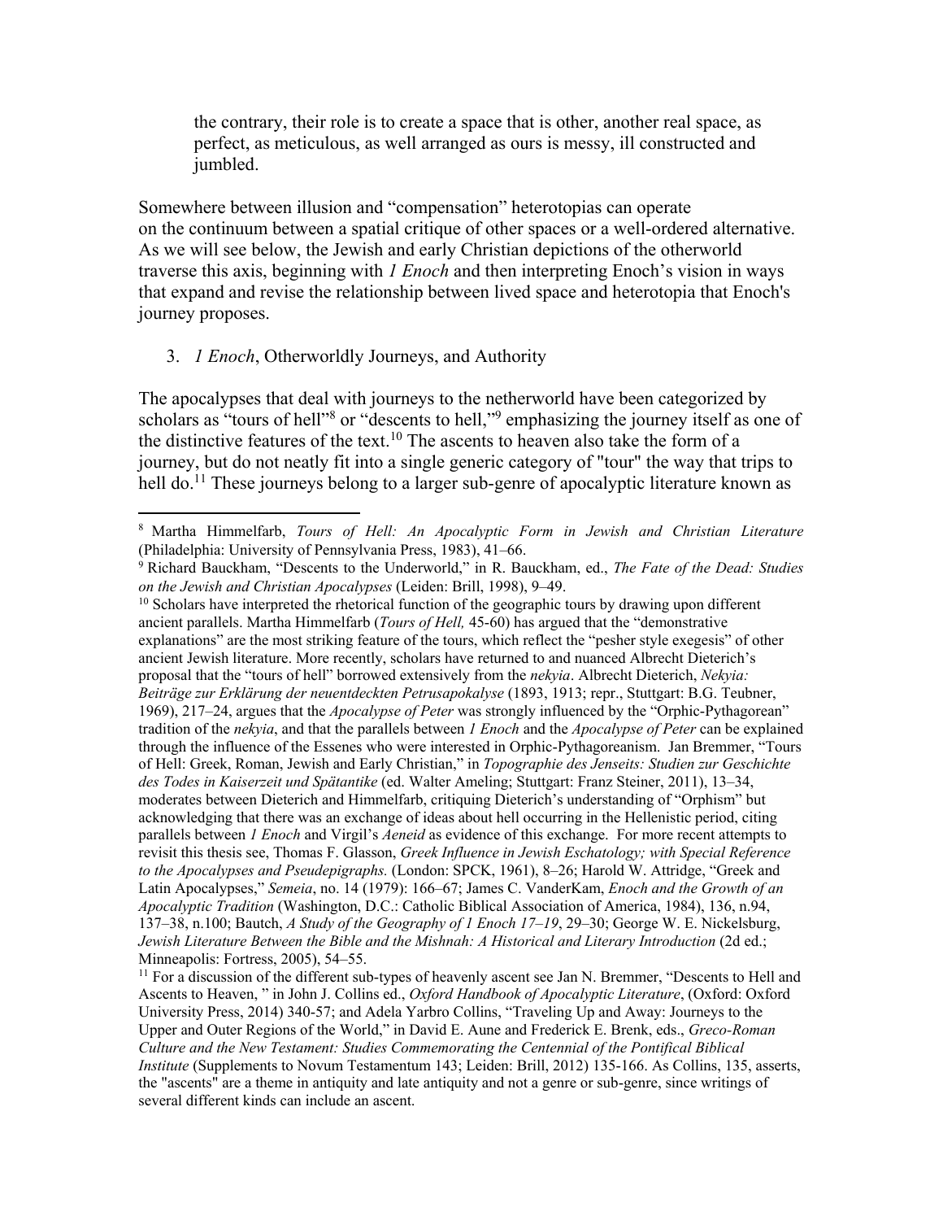> the contrary, their role is to create a space that is other, another real space, as perfect, as meticulous, as well arranged as ours is messy, ill constructed and jumbled.

Somewhere between illusion and "compensation" heterotopias can operate on the continuum between a spatial critique of other spaces or a well-ordered alternative. As we will see below, the Jewish and early Christian depictions of the otherworld traverse this axis, beginning with *1 Enoch* and then interpreting Enoch's vision in ways that expand and revise the relationship between lived space and heterotopia that Enoch's journey proposes.

## 3. *1 Enoch*, Otherworldly Journeys, and Authority

The apocalypses that deal with journeys to the netherworld have been categorized by scholars as "tours of hell"[8] or "descents to hell,"[9] emphasizing the journey itself as one of the distinctive features of the text.[10] The ascents to heaven also take the form of a journey, but do not neatly fit into a single generic category of "tour" the way that trips to hell do.[11] These journeys belong to a larger sub-genre of apocalyptic literature known as

---

[8] Martha Himmelfarb, *Tours of Hell: An Apocalyptic Form in Jewish and Christian Literature* (Philadelphia: University of Pennsylvania Press, 1983), 41–66.

[9] Richard Bauckham, "Descents to the Underworld," in R. Bauckham, ed., *The Fate of the Dead: Studies on the Jewish and Christian Apocalypses* (Leiden: Brill, 1998), 9–49.

[10] Scholars have interpreted the rhetorical function of the geographic tours by drawing upon different ancient parallels. Martha Himmelfarb (*Tours of Hell,* 45-60) has argued that the "demonstrative explanations" are the most striking feature of the tours, which reflect the "pesher style exegesis" of other ancient Jewish literature. More recently, scholars have returned to and nuanced Albrecht Dieterich's proposal that the "tours of hell" borrowed extensively from the *nekyia*. Albrecht Dieterich, *Nekyia: Beiträge zur Erklärung der neuentdeckten Petrusapokalyse* (1893, 1913; repr., Stuttgart: B.G. Teubner, 1969), 217–24, argues that the *Apocalypse of Peter* was strongly influenced by the "Orphic-Pythagorean" tradition of the *nekyia*, and that the parallels between *1 Enoch* and the *Apocalypse of Peter* can be explained through the influence of the Essenes who were interested in Orphic-Pythagoreanism. Jan Bremmer, "Tours of Hell: Greek, Roman, Jewish and Early Christian," in *Topographie des Jenseits: Studien zur Geschichte des Todes in Kaiserzeit und Spätantike* (ed. Walter Ameling; Stuttgart: Franz Steiner, 2011), 13–34, moderates between Dieterich and Himmelfarb, critiquing Dieterich's understanding of "Orphism" but acknowledging that there was an exchange of ideas about hell occurring in the Hellenistic period, citing parallels between *1 Enoch* and Virgil's *Aeneid* as evidence of this exchange. For more recent attempts to revisit this thesis see, Thomas F. Glasson, *Greek Influence in Jewish Eschatology; with Special Reference to the Apocalypses and Pseudepigraphs.* (London: SPCK, 1961), 8–26; Harold W. Attridge, "Greek and Latin Apocalypses," *Semeia*, no. 14 (1979): 166–67; James C. VanderKam, *Enoch and the Growth of an Apocalyptic Tradition* (Washington, D.C.: Catholic Biblical Association of America, 1984), 136, n.94, 137–38, n.100; Bautch, *A Study of the Geography of 1 Enoch 17–19*, 29–30; George W. E. Nickelsburg, *Jewish Literature Between the Bible and the Mishnah: A Historical and Literary Introduction* (2d ed.; Minneapolis: Fortress, 2005), 54–55.

[11] For a discussion of the different sub-types of heavenly ascent see Jan N. Bremmer, "Descents to Hell and Ascents to Heaven, " in John J. Collins ed., *Oxford Handbook of Apocalyptic Literature*, (Oxford: Oxford University Press, 2014) 340-57; and Adela Yarbro Collins, "Traveling Up and Away: Journeys to the Upper and Outer Regions of the World," in David E. Aune and Frederick E. Brenk, eds., *Greco-Roman Culture and the New Testament: Studies Commemorating the Centennial of the Pontifical Biblical Institute* (Supplements to Novum Testamentum 143; Leiden: Brill, 2012) 135-166. As Collins, 135, asserts, the "ascents" are a theme in antiquity and late antiquity and not a genre or sub-genre, since writings of several different kinds can include an ascent.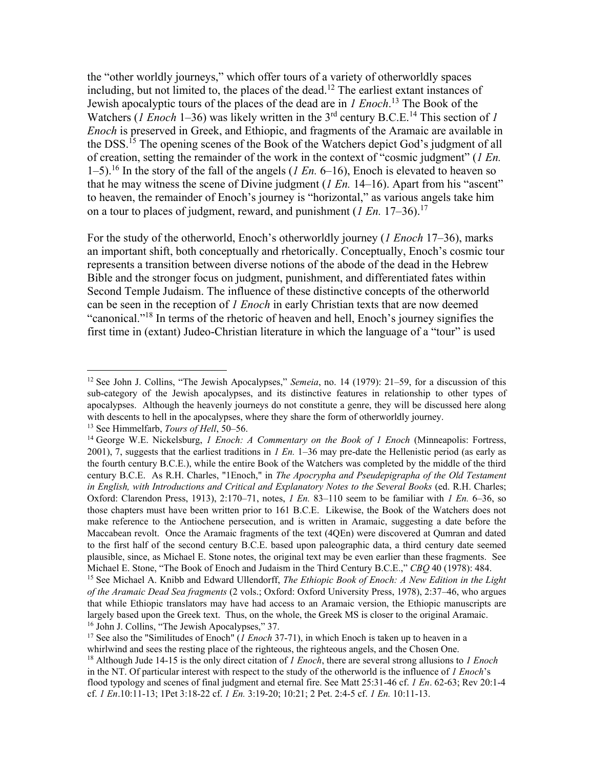the "other worldly journeys," which offer tours of a variety of otherworldly spaces including, but not limited to, the places of the dead.[12] The earliest extant instances of Jewish apocalyptic tours of the places of the dead are in *1 Enoch*.[13] The Book of the Watchers (*1 Enoch* 1–36) was likely written in the 3rd century B.C.E.[14] This section of *1 Enoch* is preserved in Greek, and Ethiopic, and fragments of the Aramaic are available in the DSS.[15] The opening scenes of the Book of the Watchers depict God's judgment of all of creation, setting the remainder of the work in the context of "cosmic judgment" (*1 En.* 1–5).[16] In the story of the fall of the angels (*1 En.* 6–16), Enoch is elevated to heaven so that he may witness the scene of Divine judgment (*1 En.* 14–16). Apart from his "ascent" to heaven, the remainder of Enoch's journey is "horizontal," as various angels take him on a tour to places of judgment, reward, and punishment (*1 En.* 17–36).[17]

For the study of the otherworld, Enoch's otherworldly journey (*1 Enoch* 17–36), marks an important shift, both conceptually and rhetorically. Conceptually, Enoch's cosmic tour represents a transition between diverse notions of the abode of the dead in the Hebrew Bible and the stronger focus on judgment, punishment, and differentiated fates within Second Temple Judaism. The influence of these distinctive concepts of the otherworld can be seen in the reception of *1 Enoch* in early Christian texts that are now deemed "canonical."[18] In terms of the rhetoric of heaven and hell, Enoch's journey signifies the first time in (extant) Judeo-Christian literature in which the language of a "tour" is used

---

[12] See John J. Collins, "The Jewish Apocalypses," *Semeia*, no. 14 (1979): 21–59, for a discussion of this sub-category of the Jewish apocalypses, and its distinctive features in relationship to other types of apocalypses. Although the heavenly journeys do not constitute a genre, they will be discussed here along with descents to hell in the apocalypses, where they share the form of otherworldly journey.

[13] See Himmelfarb, *Tours of Hell*, 50–56.

[14] George W.E. Nickelsburg, *1 Enoch: A Commentary on the Book of 1 Enoch* (Minneapolis: Fortress, 2001), 7, suggests that the earliest traditions in *1 En.* 1–36 may pre-date the Hellenistic period (as early as the fourth century B.C.E.), while the entire Book of the Watchers was completed by the middle of the third century B.C.E. As R.H. Charles, "1Enoch," in *The Apocrypha and Pseudepigrapha of the Old Testament in English, with Introductions and Critical and Explanatory Notes to the Several Books* (ed. R.H. Charles; Oxford: Clarendon Press, 1913), 2:170–71, notes, *1 En.* 83–110 seem to be familiar with *1 En.* 6–36, so those chapters must have been written prior to 161 B.C.E. Likewise, the Book of the Watchers does not make reference to the Antiochene persecution, and is written in Aramaic, suggesting a date before the Maccabean revolt. Once the Aramaic fragments of the text (4QEn) were discovered at Qumran and dated to the first half of the second century B.C.E. based upon paleographic data, a third century date seemed plausible, since, as Michael E. Stone notes, the original text may be even earlier than these fragments. See Michael E. Stone, "The Book of Enoch and Judaism in the Third Century B.C.E.," *CBQ* 40 (1978): 484.

[15] See Michael A. Knibb and Edward Ullendorff, *The Ethiopic Book of Enoch: A New Edition in the Light of the Aramaic Dead Sea fragments* (2 vols.; Oxford: Oxford University Press, 1978), 2:37–46, who argues that while Ethiopic translators may have had access to an Aramaic version, the Ethiopic manuscripts are largely based upon the Greek text. Thus, on the whole, the Greek MS is closer to the original Aramaic.

[16] John J. Collins, "The Jewish Apocalypses," 37.

[17] See also the "Similitudes of Enoch" (*1 Enoch* 37-71), in which Enoch is taken up to heaven in a whirlwind and sees the resting place of the righteous, the righteous angels, and the Chosen One.

[18] Although Jude 14-15 is the only direct citation of *1 Enoch*, there are several strong allusions to *1 Enoch* in the NT. Of particular interest with respect to the study of the otherworld is the influence of *1 Enoch*'s flood typology and scenes of final judgment and eternal fire. See Matt 25:31-46 cf. *1 En*. 62-63; Rev 20:1-4 cf. *1 En*.10:11-13; 1Pet 3:18-22 cf. *1 En.* 3:19-20; 10:21; 2 Pet. 2:4-5 cf. *1 En.* 10:11-13.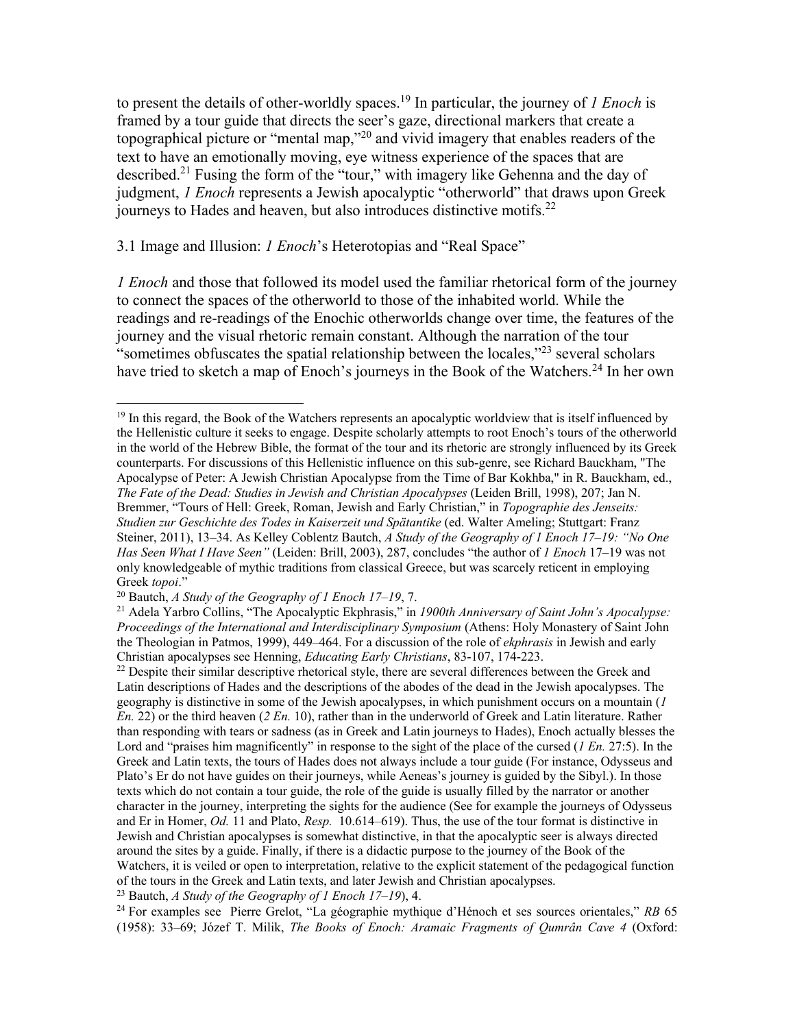to present the details of other-worldly spaces.[19] In particular, the journey of *1 Enoch* is framed by a tour guide that directs the seer's gaze, directional markers that create a topographical picture or "mental map,"[20] and vivid imagery that enables readers of the text to have an emotionally moving, eye witness experience of the spaces that are described.[21] Fusing the form of the "tour," with imagery like Gehenna and the day of judgment, *1 Enoch* represents a Jewish apocalyptic "otherworld" that draws upon Greek journeys to Hades and heaven, but also introduces distinctive motifs.[22]

### 3.1 Image and Illusion: *1 Enoch*'s Heterotopias and "Real Space"

*1 Enoch* and those that followed its model used the familiar rhetorical form of the journey to connect the spaces of the otherworld to those of the inhabited world. While the readings and re-readings of the Enochic otherworlds change over time, the features of the journey and the visual rhetoric remain constant. Although the narration of the tour "sometimes obfuscates the spatial relationship between the locales,"[23] several scholars have tried to sketch a map of Enoch's journeys in the Book of the Watchers.[24] In her own

---

[19] In this regard, the Book of the Watchers represents an apocalyptic worldview that is itself influenced by the Hellenistic culture it seeks to engage. Despite scholarly attempts to root Enoch's tours of the otherworld in the world of the Hebrew Bible, the format of the tour and its rhetoric are strongly influenced by its Greek counterparts. For discussions of this Hellenistic influence on this sub-genre, see Richard Bauckham, "The Apocalypse of Peter: A Jewish Christian Apocalypse from the Time of Bar Kokhba," in R. Bauckham, ed., *The Fate of the Dead: Studies in Jewish and Christian Apocalypses* (Leiden Brill, 1998), 207; Jan N. Bremmer, "Tours of Hell: Greek, Roman, Jewish and Early Christian," in *Topographie des Jenseits: Studien zur Geschichte des Todes in Kaiserzeit und Spätantike* (ed. Walter Ameling; Stuttgart: Franz Steiner, 2011), 13–34. As Kelley Coblentz Bautch, *A Study of the Geography of 1 Enoch 17–19: "No One Has Seen What I Have Seen"* (Leiden: Brill, 2003), 287, concludes "the author of *1 Enoch* 17–19 was not only knowledgeable of mythic traditions from classical Greece, but was scarcely reticent in employing Greek *topoi*."

[20] Bautch, *A Study of the Geography of 1 Enoch 17–19*, 7.

[21] Adela Yarbro Collins, "The Apocalyptic Ekphrasis," in *1900th Anniversary of Saint John's Apocalypse: Proceedings of the International and Interdisciplinary Symposium* (Athens: Holy Monastery of Saint John the Theologian in Patmos, 1999), 449–464. For a discussion of the role of *ekphrasis* in Jewish and early Christian apocalypses see Henning, *Educating Early Christians*, 83-107, 174-223.

[22] Despite their similar descriptive rhetorical style, there are several differences between the Greek and Latin descriptions of Hades and the descriptions of the abodes of the dead in the Jewish apocalypses. The geography is distinctive in some of the Jewish apocalypses, in which punishment occurs on a mountain (*1 En.* 22) or the third heaven (*2 En.* 10), rather than in the underworld of Greek and Latin literature. Rather than responding with tears or sadness (as in Greek and Latin journeys to Hades), Enoch actually blesses the Lord and "praises him magnificently" in response to the sight of the place of the cursed (*1 En.* 27:5). In the Greek and Latin texts, the tours of Hades does not always include a tour guide (For instance, Odysseus and Plato's Er do not have guides on their journeys, while Aeneas's journey is guided by the Sibyl.). In those texts which do not contain a tour guide, the role of the guide is usually filled by the narrator or another character in the journey, interpreting the sights for the audience (See for example the journeys of Odysseus and Er in Homer, *Od.* 11 and Plato, *Resp.* 10.614–619). Thus, the use of the tour format is distinctive in Jewish and Christian apocalypses is somewhat distinctive, in that the apocalyptic seer is always directed around the sites by a guide. Finally, if there is a didactic purpose to the journey of the Book of the Watchers, it is veiled or open to interpretation, relative to the explicit statement of the pedagogical function of the tours in the Greek and Latin texts, and later Jewish and Christian apocalypses.

[23] Bautch, *A Study of the Geography of 1 Enoch 17–19*), 4.

[24] For examples see Pierre Grelot, "La géographie mythique d'Hénoch et ses sources orientales," *RB* 65 (1958): 33–69; Józef T. Milik, *The Books of Enoch: Aramaic Fragments of Qumrân Cave 4* (Oxford: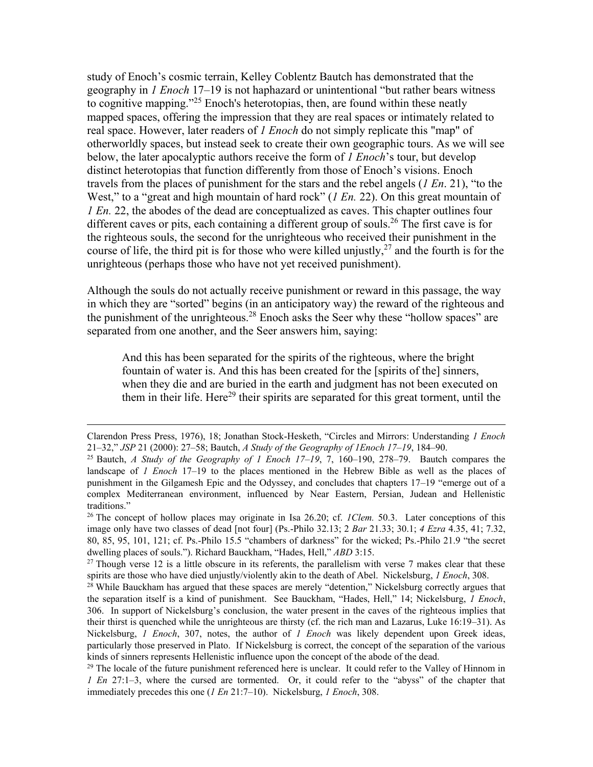study of Enoch's cosmic terrain, Kelley Coblentz Bautch has demonstrated that the geography in *1 Enoch* 17–19 is not haphazard or unintentional "but rather bears witness to cognitive mapping."[25] Enoch's heterotopias, then, are found within these neatly mapped spaces, offering the impression that they are real spaces or intimately related to real space. However, later readers of *1 Enoch* do not simply replicate this "map" of otherworldly spaces, but instead seek to create their own geographic tours. As we will see below, the later apocalyptic authors receive the form of *1 Enoch*'s tour, but develop distinct heterotopias that function differently from those of Enoch's visions. Enoch travels from the places of punishment for the stars and the rebel angels (*1 En*. 21), "to the West," to a "great and high mountain of hard rock" (*1 En.* 22). On this great mountain of *1 En.* 22, the abodes of the dead are conceptualized as caves. This chapter outlines four different caves or pits, each containing a different group of souls.[26] The first cave is for the righteous souls, the second for the unrighteous who received their punishment in the course of life, the third pit is for those who were killed unjustly,[27] and the fourth is for the unrighteous (perhaps those who have not yet received punishment).

Although the souls do not actually receive punishment or reward in this passage, the way in which they are "sorted" begins (in an anticipatory way) the reward of the righteous and the punishment of the unrighteous.[28] Enoch asks the Seer why these "hollow spaces" are separated from one another, and the Seer answers him, saying:

> And this has been separated for the spirits of the righteous, where the bright fountain of water is. And this has been created for the [spirits of the] sinners, when they die and are buried in the earth and judgment has not been executed on them in their life. Here[29] their spirits are separated for this great torment, until the

---

Clarendon Press Press, 1976), 18; Jonathan Stock-Hesketh, "Circles and Mirrors: Understanding *1 Enoch* 21–32," *JSP* 21 (2000): 27–58; Bautch, *A Study of the Geography of 1Enoch 17–19*, 184–90.

[25] Bautch, *A Study of the Geography of 1 Enoch 17–19*, 7, 160–190, 278–79. Bautch compares the landscape of *1 Enoch* 17–19 to the places mentioned in the Hebrew Bible as well as the places of punishment in the Gilgamesh Epic and the Odyssey, and concludes that chapters 17–19 "emerge out of a complex Mediterranean environment, influenced by Near Eastern, Persian, Judean and Hellenistic traditions."

[26] The concept of hollow places may originate in Isa 26.20; cf. *1Clem.* 50.3. Later conceptions of this image only have two classes of dead [not four] (Ps.-Philo 32.13; 2 *Bar* 21.33; 30.1; *4 Ezra* 4.35, 41; 7.32, 80, 85, 95, 101, 121; cf. Ps.-Philo 15.5 "chambers of darkness" for the wicked; Ps.-Philo 21.9 "the secret dwelling places of souls."). Richard Bauckham, "Hades, Hell," *ABD* 3:15.

[27] Though verse 12 is a little obscure in its referents, the parallelism with verse 7 makes clear that these spirits are those who have died unjustly/violently akin to the death of Abel. Nickelsburg, *1 Enoch*, 308.

[28] While Bauckham has argued that these spaces are merely "detention," Nickelsburg correctly argues that the separation itself is a kind of punishment. See Bauckham, "Hades, Hell," 14; Nickelsburg, *1 Enoch*, 306. In support of Nickelsburg's conclusion, the water present in the caves of the righteous implies that their thirst is quenched while the unrighteous are thirsty (cf. the rich man and Lazarus, Luke 16:19–31). As Nickelsburg, *1 Enoch*, 307, notes, the author of *1 Enoch* was likely dependent upon Greek ideas, particularly those preserved in Plato. If Nickelsburg is correct, the concept of the separation of the various kinds of sinners represents Hellenistic influence upon the concept of the abode of the dead.

[29] The locale of the future punishment referenced here is unclear. It could refer to the Valley of Hinnom in *1 En* 27:1–3, where the cursed are tormented. Or, it could refer to the "abyss" of the chapter that immediately precedes this one (*1 En* 21:7–10). Nickelsburg, *1 Enoch*, 308.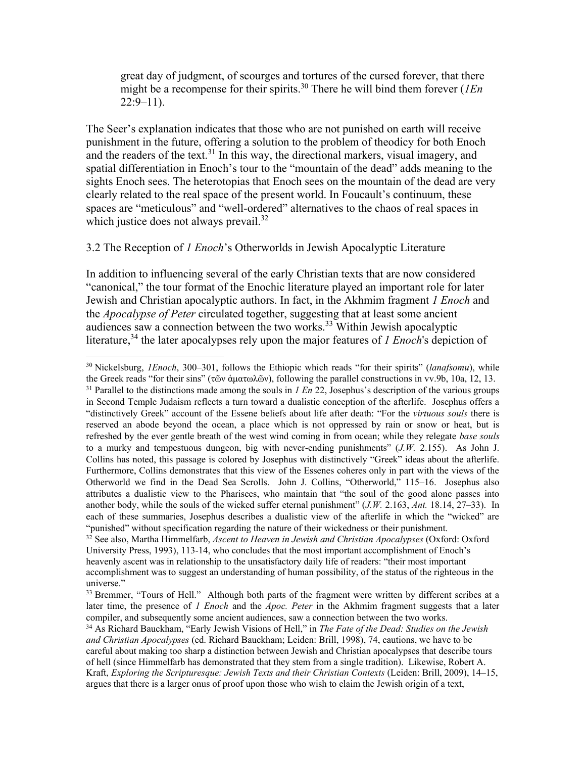> great day of judgment, of scourges and tortures of the cursed forever, that there might be a recompense for their spirits.[30] There he will bind them forever (*1En* 22:9–11).

The Seer's explanation indicates that those who are not punished on earth will receive punishment in the future, offering a solution to the problem of theodicy for both Enoch and the readers of the text.[31] In this way, the directional markers, visual imagery, and spatial differentiation in Enoch's tour to the "mountain of the dead" adds meaning to the sights Enoch sees. The heterotopias that Enoch sees on the mountain of the dead are very clearly related to the real space of the present world. In Foucault's continuum, these spaces are "meticulous" and "well-ordered" alternatives to the chaos of real spaces in which justice does not always prevail.[32]

### 3.2 The Reception of *1 Enoch*'s Otherworlds in Jewish Apocalyptic Literature

In addition to influencing several of the early Christian texts that are now considered "canonical," the tour format of the Enochic literature played an important role for later Jewish and Christian apocalyptic authors. In fact, in the Akhmim fragment *1 Enoch* and the *Apocalypse of Peter* circulated together, suggesting that at least some ancient audiences saw a connection between the two works.[33] Within Jewish apocalyptic literature,[34] the later apocalypses rely upon the major features of *1 Enoch*'s depiction of

---

[30] Nickelsburg, *1Enoch*, 300–301, follows the Ethiopic which reads "for their spirits" (*lanafsomu*), while the Greek reads "for their sins" (τῶν ἁματωλῶν), following the parallel constructions in vv.9b, 10a, 12, 13.

[31] Parallel to the distinctions made among the souls in *1 En* 22, Josephus's description of the various groups in Second Temple Judaism reflects a turn toward a dualistic conception of the afterlife. Josephus offers a "distinctively Greek" account of the Essene beliefs about life after death: "For the *virtuous souls* there is reserved an abode beyond the ocean, a place which is not oppressed by rain or snow or heat, but is refreshed by the ever gentle breath of the west wind coming in from ocean; while they relegate *base souls* to a murky and tempestuous dungeon, big with never-ending punishments" (*J.W.* 2.155). As John J. Collins has noted, this passage is colored by Josephus with distinctively "Greek" ideas about the afterlife. Furthermore, Collins demonstrates that this view of the Essenes coheres only in part with the views of the Otherworld we find in the Dead Sea Scrolls. John J. Collins, "Otherworld," 115–16. Josephus also attributes a dualistic view to the Pharisees, who maintain that "the soul of the good alone passes into another body, while the souls of the wicked suffer eternal punishment" (*J.W.* 2.163, *Ant.* 18.14, 27–33). In each of these summaries, Josephus describes a dualistic view of the afterlife in which the "wicked" are "punished" without specification regarding the nature of their wickedness or their punishment.

[32] See also, Martha Himmelfarb, *Ascent to Heaven in Jewish and Christian Apocalypses* (Oxford: Oxford University Press, 1993), 113-14, who concludes that the most important accomplishment of Enoch's heavenly ascent was in relationship to the unsatisfactory daily life of readers: "their most important accomplishment was to suggest an understanding of human possibility, of the status of the righteous in the universe."

[33] Bremmer, "Tours of Hell." Although both parts of the fragment were written by different scribes at a later time, the presence of *1 Enoch* and the *Apoc. Peter* in the Akhmim fragment suggests that a later compiler, and subsequently some ancient audiences, saw a connection between the two works.

[34] As Richard Bauckham, "Early Jewish Visions of Hell," in *The Fate of the Dead: Studies on the Jewish and Christian Apocalypses* (ed. Richard Bauckham; Leiden: Brill, 1998), 74, cautions, we have to be careful about making too sharp a distinction between Jewish and Christian apocalypses that describe tours of hell (since Himmelfarb has demonstrated that they stem from a single tradition). Likewise, Robert A. Kraft, *Exploring the Scripturesque: Jewish Texts and their Christian Contexts* (Leiden: Brill, 2009), 14–15, argues that there is a larger onus of proof upon those who wish to claim the Jewish origin of a text,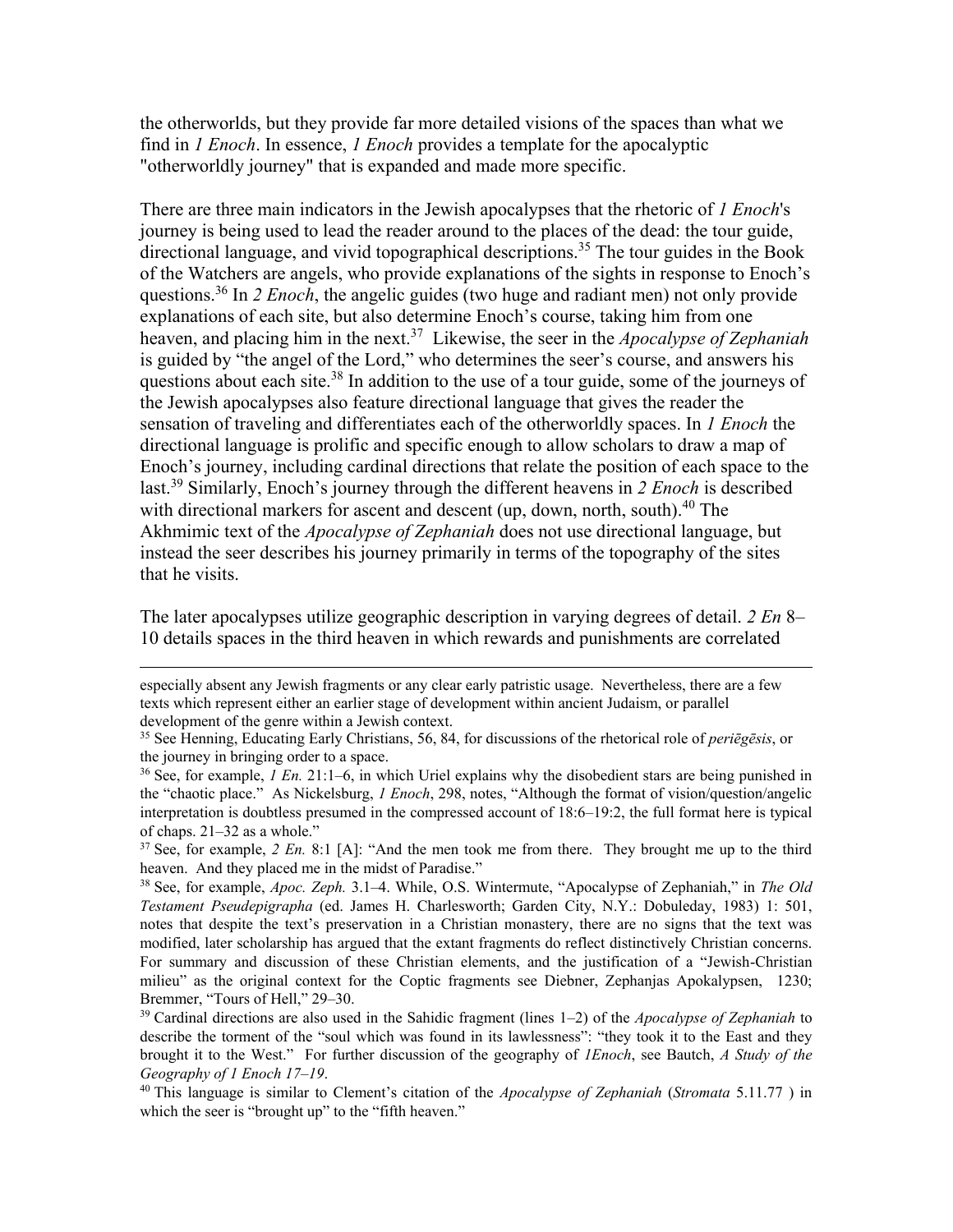the otherworlds, but they provide far more detailed visions of the spaces than what we find in *1 Enoch*. In essence, *1 Enoch* provides a template for the apocalyptic "otherworldly journey" that is expanded and made more specific.

There are three main indicators in the Jewish apocalypses that the rhetoric of *1 Enoch*'s journey is being used to lead the reader around to the places of the dead: the tour guide, directional language, and vivid topographical descriptions.[35] The tour guides in the Book of the Watchers are angels, who provide explanations of the sights in response to Enoch's questions.[36] In *2 Enoch*, the angelic guides (two huge and radiant men) not only provide explanations of each site, but also determine Enoch's course, taking him from one heaven, and placing him in the next.[37] Likewise, the seer in the *Apocalypse of Zephaniah* is guided by "the angel of the Lord," who determines the seer's course, and answers his questions about each site.[38] In addition to the use of a tour guide, some of the journeys of the Jewish apocalypses also feature directional language that gives the reader the sensation of traveling and differentiates each of the otherworldly spaces. In *1 Enoch* the directional language is prolific and specific enough to allow scholars to draw a map of Enoch's journey, including cardinal directions that relate the position of each space to the last.[39] Similarly, Enoch's journey through the different heavens in *2 Enoch* is described with directional markers for ascent and descent (up, down, north, south).[40] The Akhmimic text of the *Apocalypse of Zephaniah* does not use directional language, but instead the seer describes his journey primarily in terms of the topography of the sites that he visits.

The later apocalypses utilize geographic description in varying degrees of detail. *2 En* 8–10 details spaces in the third heaven in which rewards and punishments are correlated

---

especially absent any Jewish fragments or any clear early patristic usage. Nevertheless, there are a few texts which represent either an earlier stage of development within ancient Judaism, or parallel development of the genre within a Jewish context.

[35] See Henning, Educating Early Christians, 56, 84, for discussions of the rhetorical role of *periēgēsis*, or the journey in bringing order to a space.

[36] See, for example, *1 En.* 21:1–6, in which Uriel explains why the disobedient stars are being punished in the "chaotic place." As Nickelsburg, *1 Enoch*, 298, notes, "Although the format of vision/question/angelic interpretation is doubtless presumed in the compressed account of 18:6–19:2, the full format here is typical of chaps. 21–32 as a whole."

[37] See, for example, *2 En.* 8:1 [A]: "And the men took me from there. They brought me up to the third heaven. And they placed me in the midst of Paradise."

[38] See, for example, *Apoc. Zeph.* 3.1–4. While, O.S. Wintermute, "Apocalypse of Zephaniah," in *The Old Testament Pseudepigrapha* (ed. James H. Charlesworth; Garden City, N.Y.: Dobuleday, 1983) 1: 501, notes that despite the text's preservation in a Christian monastery, there are no signs that the text was modified, later scholarship has argued that the extant fragments do reflect distinctively Christian concerns. For summary and discussion of these Christian elements, and the justification of a "Jewish-Christian milieu" as the original context for the Coptic fragments see Diebner, Zephanjas Apokalypsen, 1230; Bremmer, "Tours of Hell," 29–30.

[39] Cardinal directions are also used in the Sahidic fragment (lines 1–2) of the *Apocalypse of Zephaniah* to describe the torment of the "soul which was found in its lawlessness": "they took it to the East and they brought it to the West." For further discussion of the geography of *1Enoch*, see Bautch, *A Study of the Geography of 1 Enoch 17–19*.

[40] This language is similar to Clement's citation of the *Apocalypse of Zephaniah* (*Stromata* 5.11.77 ) in which the seer is "brought up" to the "fifth heaven."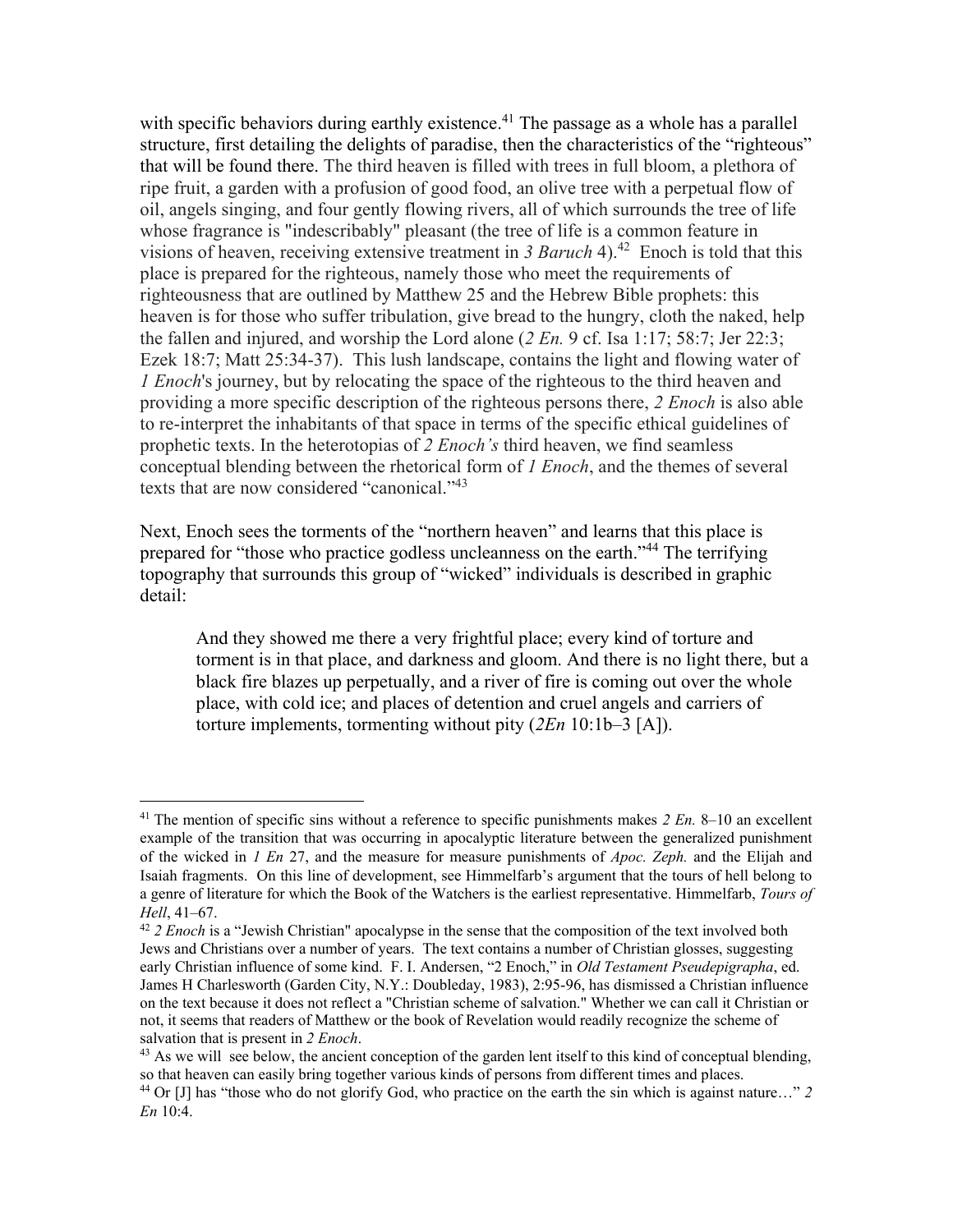with specific behaviors during earthly existence.[41] The passage as a whole has a parallel structure, first detailing the delights of paradise, then the characteristics of the "righteous" that will be found there. The third heaven is filled with trees in full bloom, a plethora of ripe fruit, a garden with a profusion of good food, an olive tree with a perpetual flow of oil, angels singing, and four gently flowing rivers, all of which surrounds the tree of life whose fragrance is "indescribably" pleasant (the tree of life is a common feature in visions of heaven, receiving extensive treatment in *3 Baruch* 4).[42] Enoch is told that this place is prepared for the righteous, namely those who meet the requirements of righteousness that are outlined by Matthew 25 and the Hebrew Bible prophets: this heaven is for those who suffer tribulation, give bread to the hungry, cloth the naked, help the fallen and injured, and worship the Lord alone (*2 En.* 9 cf. Isa 1:17; 58:7; Jer 22:3; Ezek 18:7; Matt 25:34-37). This lush landscape, contains the light and flowing water of *1 Enoch*'s journey, but by relocating the space of the righteous to the third heaven and providing a more specific description of the righteous persons there, *2 Enoch* is also able to re-interpret the inhabitants of that space in terms of the specific ethical guidelines of prophetic texts. In the heterotopias of *2 Enoch's* third heaven, we find seamless conceptual blending between the rhetorical form of *1 Enoch*, and the themes of several texts that are now considered "canonical."[43]

Next, Enoch sees the torments of the "northern heaven" and learns that this place is prepared for "those who practice godless uncleanness on the earth."[44] The terrifying topography that surrounds this group of "wicked" individuals is described in graphic detail:

> And they showed me there a very frightful place; every kind of torture and torment is in that place, and darkness and gloom. And there is no light there, but a black fire blazes up perpetually, and a river of fire is coming out over the whole place, with cold ice; and places of detention and cruel angels and carriers of torture implements, tormenting without pity (*2En* 10:1b–3 [A]).

---

[41] The mention of specific sins without a reference to specific punishments makes *2 En.* 8–10 an excellent example of the transition that was occurring in apocalyptic literature between the generalized punishment of the wicked in *1 En* 27, and the measure for measure punishments of *Apoc. Zeph.* and the Elijah and Isaiah fragments. On this line of development, see Himmelfarb's argument that the tours of hell belong to a genre of literature for which the Book of the Watchers is the earliest representative. Himmelfarb, *Tours of Hell*, 41–67.

[42] *2 Enoch* is a "Jewish Christian" apocalypse in the sense that the composition of the text involved both Jews and Christians over a number of years. The text contains a number of Christian glosses, suggesting early Christian influence of some kind. F. I. Andersen, "2 Enoch," in *Old Testament Pseudepigrapha*, ed. James H Charlesworth (Garden City, N.Y.: Doubleday, 1983), 2:95-96, has dismissed a Christian influence on the text because it does not reflect a "Christian scheme of salvation." Whether we can call it Christian or not, it seems that readers of Matthew or the book of Revelation would readily recognize the scheme of salvation that is present in *2 Enoch*.

[43] As we will see below, the ancient conception of the garden lent itself to this kind of conceptual blending, so that heaven can easily bring together various kinds of persons from different times and places.

[44] Or [J] has "those who do not glorify God, who practice on the earth the sin which is against nature…" *2 En* 10:4.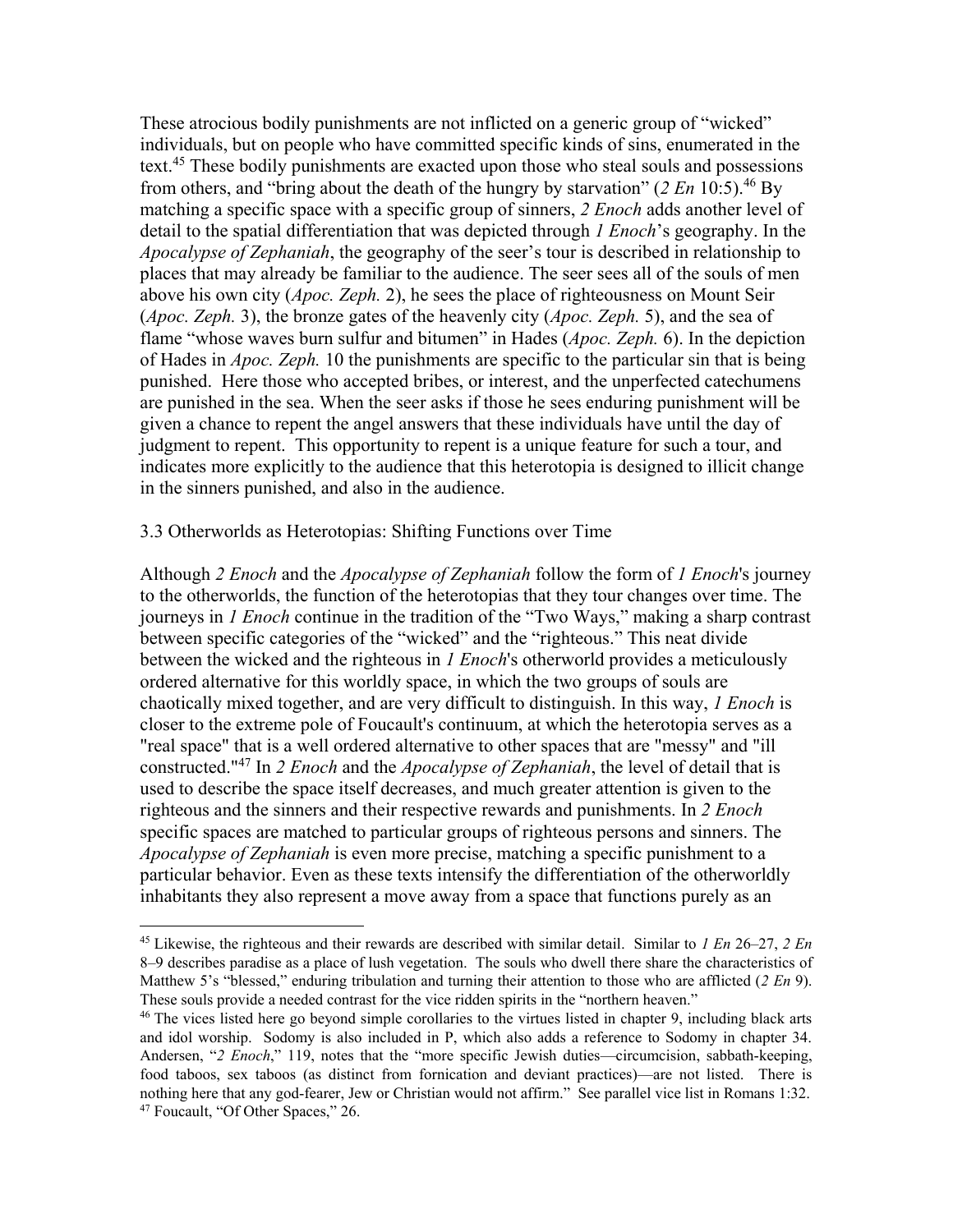These atrocious bodily punishments are not inflicted on a generic group of "wicked" individuals, but on people who have committed specific kinds of sins, enumerated in the text.[45] These bodily punishments are exacted upon those who steal souls and possessions from others, and "bring about the death of the hungry by starvation" (*2 En* 10:5).[46] By matching a specific space with a specific group of sinners, *2 Enoch* adds another level of detail to the spatial differentiation that was depicted through *1 Enoch*'s geography. In the *Apocalypse of Zephaniah*, the geography of the seer's tour is described in relationship to places that may already be familiar to the audience. The seer sees all of the souls of men above his own city (*Apoc. Zeph.* 2), he sees the place of righteousness on Mount Seir (*Apoc. Zeph.* 3), the bronze gates of the heavenly city (*Apoc. Zeph.* 5), and the sea of flame "whose waves burn sulfur and bitumen" in Hades (*Apoc. Zeph.* 6). In the depiction of Hades in *Apoc. Zeph.* 10 the punishments are specific to the particular sin that is being punished. Here those who accepted bribes, or interest, and the unperfected catechumens are punished in the sea. When the seer asks if those he sees enduring punishment will be given a chance to repent the angel answers that these individuals have until the day of judgment to repent. This opportunity to repent is a unique feature for such a tour, and indicates more explicitly to the audience that this heterotopia is designed to illicit change in the sinners punished, and also in the audience.

### 3.3 Otherworlds as Heterotopias: Shifting Functions over Time

Although *2 Enoch* and the *Apocalypse of Zephaniah* follow the form of *1 Enoch*'s journey to the otherworlds, the function of the heterotopias that they tour changes over time. The journeys in *1 Enoch* continue in the tradition of the "Two Ways," making a sharp contrast between specific categories of the "wicked" and the "righteous." This neat divide between the wicked and the righteous in *1 Enoch*'s otherworld provides a meticulously ordered alternative for this worldly space, in which the two groups of souls are chaotically mixed together, and are very difficult to distinguish. In this way, *1 Enoch* is closer to the extreme pole of Foucault's continuum, at which the heterotopia serves as a "real space" that is a well ordered alternative to other spaces that are "messy" and "ill constructed."[47] In *2 Enoch* and the *Apocalypse of Zephaniah*, the level of detail that is used to describe the space itself decreases, and much greater attention is given to the righteous and the sinners and their respective rewards and punishments. In *2 Enoch* specific spaces are matched to particular groups of righteous persons and sinners. The *Apocalypse of Zephaniah* is even more precise, matching a specific punishment to a particular behavior. Even as these texts intensify the differentiation of the otherworldly inhabitants they also represent a move away from a space that functions purely as an

---

[45] Likewise, the righteous and their rewards are described with similar detail. Similar to *1 En* 26–27, *2 En* 8–9 describes paradise as a place of lush vegetation. The souls who dwell there share the characteristics of Matthew 5's "blessed," enduring tribulation and turning their attention to those who are afflicted (*2 En* 9). These souls provide a needed contrast for the vice ridden spirits in the "northern heaven."

[46] The vices listed here go beyond simple corollaries to the virtues listed in chapter 9, including black arts and idol worship. Sodomy is also included in P, which also adds a reference to Sodomy in chapter 34. Andersen, "*2 Enoch*," 119, notes that the "more specific Jewish duties—circumcision, sabbath-keeping, food taboos, sex taboos (as distinct from fornication and deviant practices)—are not listed. There is nothing here that any god-fearer, Jew or Christian would not affirm." See parallel vice list in Romans 1:32.

[47] Foucault, "Of Other Spaces," 26.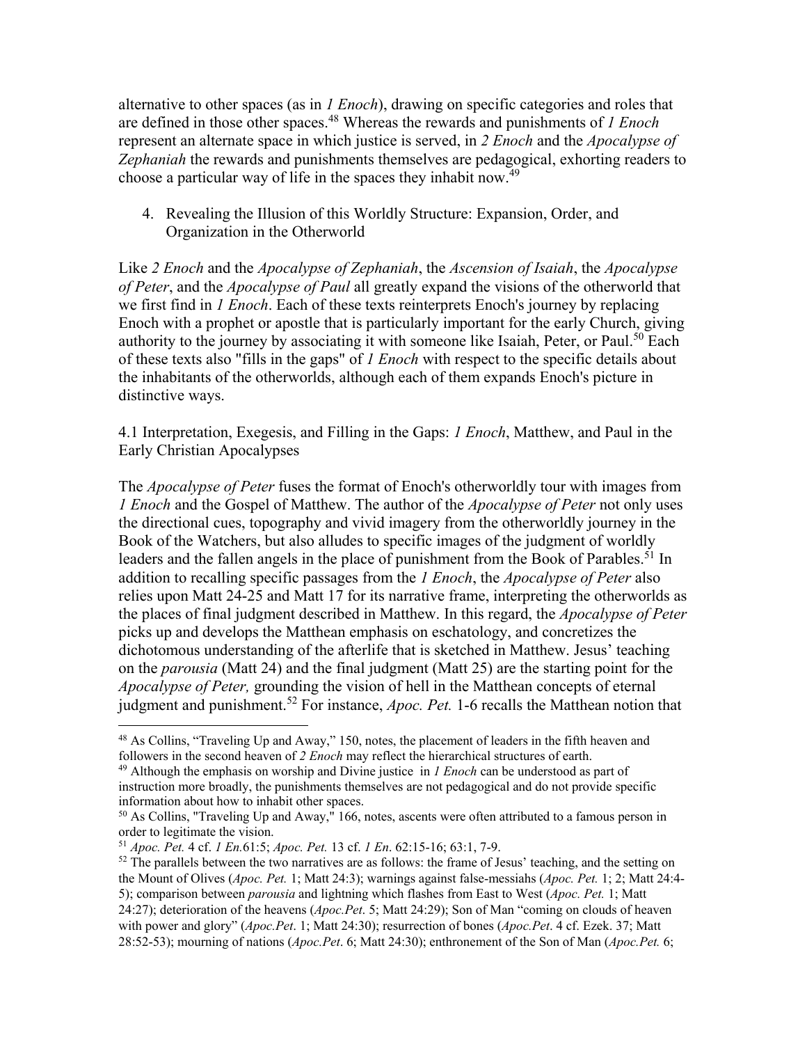alternative to other spaces (as in *1 Enoch*), drawing on specific categories and roles that are defined in those other spaces.[48] Whereas the rewards and punishments of *1 Enoch* represent an alternate space in which justice is served, in *2 Enoch* and the *Apocalypse of Zephaniah* the rewards and punishments themselves are pedagogical, exhorting readers to choose a particular way of life in the spaces they inhabit now.[49]

## 4. Revealing the Illusion of this Worldly Structure: Expansion, Order, and Organization in the Otherworld

Like *2 Enoch* and the *Apocalypse of Zephaniah*, the *Ascension of Isaiah*, the *Apocalypse of Peter*, and the *Apocalypse of Paul* all greatly expand the visions of the otherworld that we first find in *1 Enoch*. Each of these texts reinterprets Enoch's journey by replacing Enoch with a prophet or apostle that is particularly important for the early Church, giving authority to the journey by associating it with someone like Isaiah, Peter, or Paul.[50] Each of these texts also "fills in the gaps" of *1 Enoch* with respect to the specific details about the inhabitants of the otherworlds, although each of them expands Enoch's picture in distinctive ways.

### 4.1 Interpretation, Exegesis, and Filling in the Gaps: *1 Enoch*, Matthew, and Paul in the Early Christian Apocalypses

The *Apocalypse of Peter* fuses the format of Enoch's otherworldly tour with images from *1 Enoch* and the Gospel of Matthew. The author of the *Apocalypse of Peter* not only uses the directional cues, topography and vivid imagery from the otherworldly journey in the Book of the Watchers, but also alludes to specific images of the judgment of worldly leaders and the fallen angels in the place of punishment from the Book of Parables.[51] In addition to recalling specific passages from the *1 Enoch*, the *Apocalypse of Peter* also relies upon Matt 24-25 and Matt 17 for its narrative frame, interpreting the otherworlds as the places of final judgment described in Matthew. In this regard, the *Apocalypse of Peter* picks up and develops the Matthean emphasis on eschatology, and concretizes the dichotomous understanding of the afterlife that is sketched in Matthew. Jesus' teaching on the *parousia* (Matt 24) and the final judgment (Matt 25) are the starting point for the *Apocalypse of Peter,* grounding the vision of hell in the Matthean concepts of eternal judgment and punishment.[52] For instance, *Apoc. Pet.* 1-6 recalls the Matthean notion that

---

[48] As Collins, "Traveling Up and Away," 150, notes, the placement of leaders in the fifth heaven and followers in the second heaven of *2 Enoch* may reflect the hierarchical structures of earth.

[49] Although the emphasis on worship and Divine justice in *1 Enoch* can be understood as part of instruction more broadly, the punishments themselves are not pedagogical and do not provide specific information about how to inhabit other spaces.

[50] As Collins, "Traveling Up and Away," 166, notes, ascents were often attributed to a famous person in order to legitimate the vision.

[51] *Apoc. Pet.* 4 cf. *1 En.*61:5; *Apoc. Pet.* 13 cf. *1 En*. 62:15-16; 63:1, 7-9.

[52] The parallels between the two narratives are as follows: the frame of Jesus' teaching, and the setting on the Mount of Olives (*Apoc. Pet.* 1; Matt 24:3); warnings against false-messiahs (*Apoc. Pet.* 1; 2; Matt 24:4-5); comparison between *parousia* and lightning which flashes from East to West (*Apoc. Pet.* 1; Matt 24:27); deterioration of the heavens (*Apoc.Pet*. 5; Matt 24:29); Son of Man "coming on clouds of heaven with power and glory" (*Apoc.Pet*. 1; Matt 24:30); resurrection of bones (*Apoc.Pet*. 4 cf. Ezek. 37; Matt 28:52-53); mourning of nations (*Apoc.Pet*. 6; Matt 24:30); enthronement of the Son of Man (*Apoc.Pet.* 6;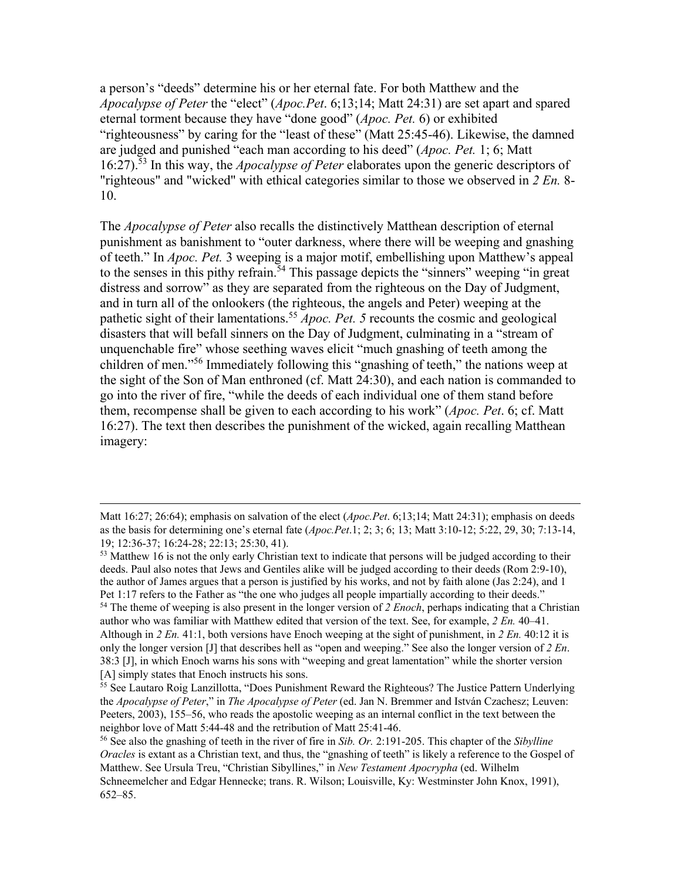a person's "deeds" determine his or her eternal fate. For both Matthew and the *Apocalypse of Peter* the "elect" (*Apoc.Pet*. 6;13;14; Matt 24:31) are set apart and spared eternal torment because they have "done good" (*Apoc. Pet.* 6) or exhibited "righteousness" by caring for the "least of these" (Matt 25:45-46). Likewise, the damned are judged and punished "each man according to his deed" (*Apoc. Pet.* 1; 6; Matt 16:27).[53] In this way, the *Apocalypse of Peter* elaborates upon the generic descriptors of "righteous" and "wicked" with ethical categories similar to those we observed in *2 En.* 8-10.

The *Apocalypse of Peter* also recalls the distinctively Matthean description of eternal punishment as banishment to "outer darkness, where there will be weeping and gnashing of teeth." In *Apoc. Pet.* 3 weeping is a major motif, embellishing upon Matthew's appeal to the senses in this pithy refrain.[54] This passage depicts the "sinners" weeping "in great distress and sorrow" as they are separated from the righteous on the Day of Judgment, and in turn all of the onlookers (the righteous, the angels and Peter) weeping at the pathetic sight of their lamentations.[55] *Apoc. Pet. 5* recounts the cosmic and geological disasters that will befall sinners on the Day of Judgment, culminating in a "stream of unquenchable fire" whose seething waves elicit "much gnashing of teeth among the children of men."[56] Immediately following this "gnashing of teeth," the nations weep at the sight of the Son of Man enthroned (cf. Matt 24:30), and each nation is commanded to go into the river of fire, "while the deeds of each individual one of them stand before them, recompense shall be given to each according to his work" (*Apoc. Pet*. 6; cf. Matt 16:27). The text then describes the punishment of the wicked, again recalling Matthean imagery:

---

Matt 16:27; 26:64); emphasis on salvation of the elect (*Apoc.Pet*. 6;13;14; Matt 24:31); emphasis on deeds as the basis for determining one's eternal fate (*Apoc.Pet*.1; 2; 3; 6; 13; Matt 3:10-12; 5:22, 29, 30; 7:13-14, 19; 12:36-37; 16:24-28; 22:13; 25:30, 41).

[53] Matthew 16 is not the only early Christian text to indicate that persons will be judged according to their deeds. Paul also notes that Jews and Gentiles alike will be judged according to their deeds (Rom 2:9-10), the author of James argues that a person is justified by his works, and not by faith alone (Jas 2:24), and 1 Pet 1:17 refers to the Father as "the one who judges all people impartially according to their deeds."

[54] The theme of weeping is also present in the longer version of *2 Enoch*, perhaps indicating that a Christian author who was familiar with Matthew edited that version of the text. See, for example, *2 En.* 40–41. Although in *2 En.* 41:1, both versions have Enoch weeping at the sight of punishment, in *2 En.* 40:12 it is only the longer version [J] that describes hell as "open and weeping." See also the longer version of *2 En*. 38:3 [J], in which Enoch warns his sons with "weeping and great lamentation" while the shorter version [A] simply states that Enoch instructs his sons.

[55] See Lautaro Roig Lanzillotta, "Does Punishment Reward the Righteous? The Justice Pattern Underlying the *Apocalypse of Peter*," in *The Apocalypse of Peter* (ed. Jan N. Bremmer and István Czachesz; Leuven: Peeters, 2003), 155–56, who reads the apostolic weeping as an internal conflict in the text between the neighbor love of Matt 5:44-48 and the retribution of Matt 25:41-46.

[56] See also the gnashing of teeth in the river of fire in *Sib. Or.* 2:191-205. This chapter of the *Sibylline Oracles* is extant as a Christian text, and thus, the "gnashing of teeth" is likely a reference to the Gospel of Matthew. See Ursula Treu, "Christian Sibyllines," in *New Testament Apocrypha* (ed. Wilhelm Schneemelcher and Edgar Hennecke; trans. R. Wilson; Louisville, Ky: Westminster John Knox, 1991), 652–85.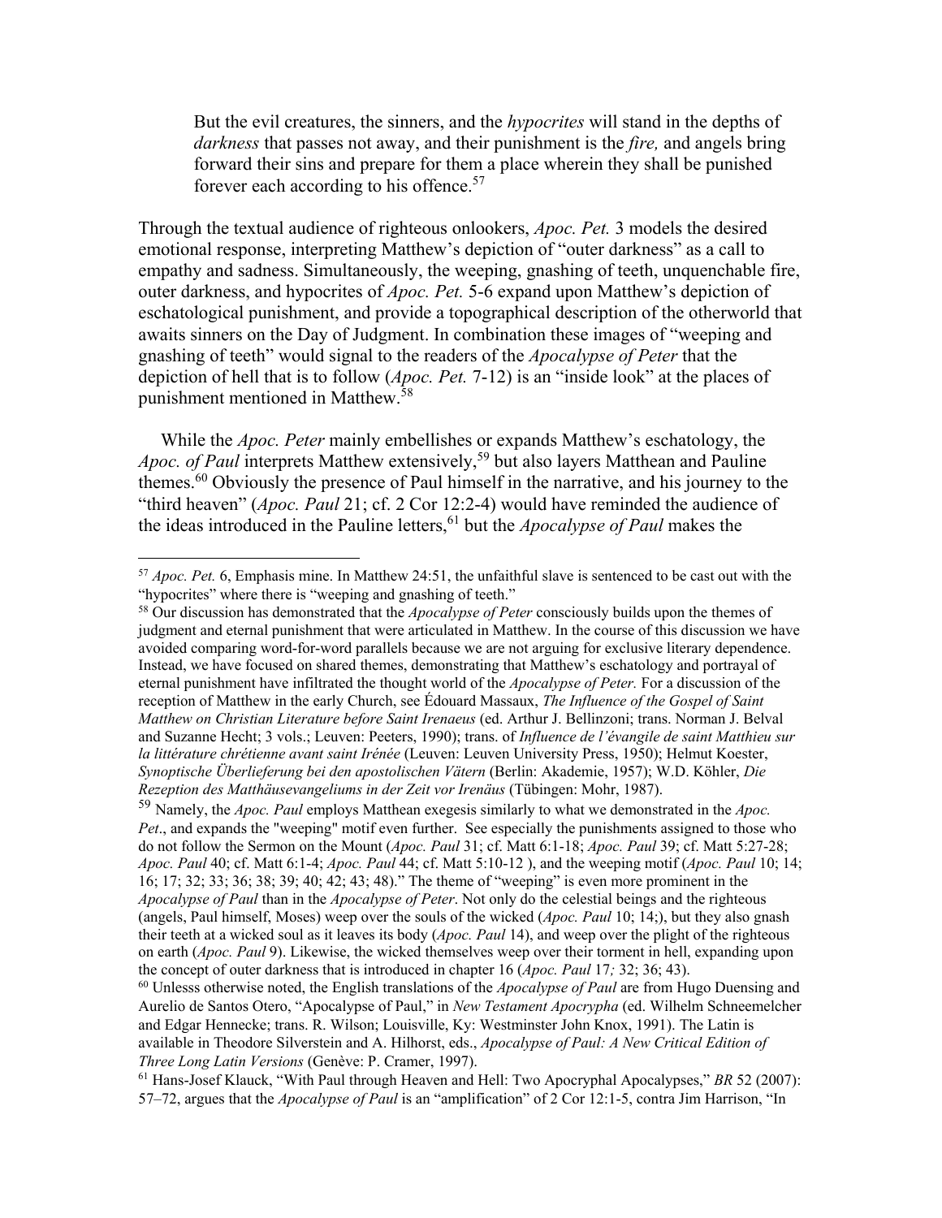> But the evil creatures, the sinners, and the *hypocrites* will stand in the depths of *darkness* that passes not away, and their punishment is the *fire,* and angels bring forward their sins and prepare for them a place wherein they shall be punished forever each according to his offence.[57]

Through the textual audience of righteous onlookers, *Apoc. Pet.* 3 models the desired emotional response, interpreting Matthew's depiction of "outer darkness" as a call to empathy and sadness. Simultaneously, the weeping, gnashing of teeth, unquenchable fire, outer darkness, and hypocrites of *Apoc. Pet.* 5-6 expand upon Matthew's depiction of eschatological punishment, and provide a topographical description of the otherworld that awaits sinners on the Day of Judgment. In combination these images of "weeping and gnashing of teeth" would signal to the readers of the *Apocalypse of Peter* that the depiction of hell that is to follow (*Apoc. Pet.* 7-12) is an "inside look" at the places of punishment mentioned in Matthew.[58]

While the *Apoc. Peter* mainly embellishes or expands Matthew's eschatology, the *Apoc. of Paul* interprets Matthew extensively,[59] but also layers Matthean and Pauline themes.[60] Obviously the presence of Paul himself in the narrative, and his journey to the "third heaven" (*Apoc. Paul* 21; cf. 2 Cor 12:2-4) would have reminded the audience of the ideas introduced in the Pauline letters,[61] but the *Apocalypse of Paul* makes the

---

[57] *Apoc. Pet.* 6, Emphasis mine. In Matthew 24:51, the unfaithful slave is sentenced to be cast out with the "hypocrites" where there is "weeping and gnashing of teeth."

[58] Our discussion has demonstrated that the *Apocalypse of Peter* consciously builds upon the themes of judgment and eternal punishment that were articulated in Matthew. In the course of this discussion we have avoided comparing word-for-word parallels because we are not arguing for exclusive literary dependence. Instead, we have focused on shared themes, demonstrating that Matthew's eschatology and portrayal of eternal punishment have infiltrated the thought world of the *Apocalypse of Peter.* For a discussion of the reception of Matthew in the early Church, see Édouard Massaux, *The Influence of the Gospel of Saint Matthew on Christian Literature before Saint Irenaeus* (ed. Arthur J. Bellinzoni; trans. Norman J. Belval and Suzanne Hecht; 3 vols.; Leuven: Peeters, 1990); trans. of *Influence de l'évangile de saint Matthieu sur la littérature chrétienne avant saint Irénée* (Leuven: Leuven University Press, 1950); Helmut Koester, *Synoptische Überlieferung bei den apostolischen Vätern* (Berlin: Akademie, 1957); W.D. Köhler, *Die Rezeption des Matthäusevangeliums in der Zeit vor Irenäus* (Tübingen: Mohr, 1987).

[59] Namely, the *Apoc. Paul* employs Matthean exegesis similarly to what we demonstrated in the *Apoc. Pet*., and expands the "weeping" motif even further. See especially the punishments assigned to those who do not follow the Sermon on the Mount (*Apoc. Paul* 31; cf. Matt 6:1-18; *Apoc. Paul* 39; cf. Matt 5:27-28; *Apoc. Paul* 40; cf. Matt 6:1-4; *Apoc. Paul* 44; cf. Matt 5:10-12 ), and the weeping motif (*Apoc. Paul* 10; 14; 16; 17; 32; 33; 36; 38; 39; 40; 42; 43; 48)." The theme of "weeping" is even more prominent in the *Apocalypse of Paul* than in the *Apocalypse of Peter*. Not only do the celestial beings and the righteous (angels, Paul himself, Moses) weep over the souls of the wicked (*Apoc. Paul* 10; 14;), but they also gnash their teeth at a wicked soul as it leaves its body (*Apoc. Paul* 14), and weep over the plight of the righteous on earth (*Apoc. Paul* 9). Likewise, the wicked themselves weep over their torment in hell, expanding upon the concept of outer darkness that is introduced in chapter 16 (*Apoc. Paul* 17*;* 32; 36; 43).

[60] Unlesss otherwise noted, the English translations of the *Apocalypse of Paul* are from Hugo Duensing and Aurelio de Santos Otero, "Apocalypse of Paul," in *New Testament Apocrypha* (ed. Wilhelm Schneemelcher and Edgar Hennecke; trans. R. Wilson; Louisville, Ky: Westminster John Knox, 1991). The Latin is available in Theodore Silverstein and A. Hilhorst, eds., *Apocalypse of Paul: A New Critical Edition of Three Long Latin Versions* (Genève: P. Cramer, 1997).

[61] Hans-Josef Klauck, "With Paul through Heaven and Hell: Two Apocryphal Apocalypses," *BR* 52 (2007): 57–72, argues that the *Apocalypse of Paul* is an "amplification" of 2 Cor 12:1-5, contra Jim Harrison, "In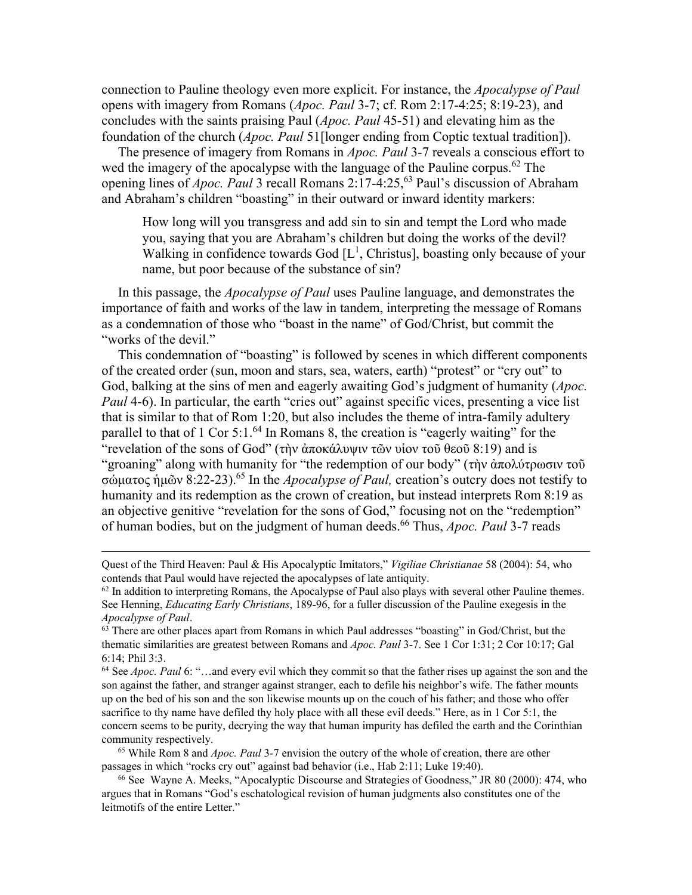connection to Pauline theology even more explicit. For instance, the *Apocalypse of Paul* opens with imagery from Romans (*Apoc. Paul* 3-7; cf. Rom 2:17-4:25; 8:19-23), and concludes with the saints praising Paul (*Apoc. Paul* 45-51) and elevating him as the foundation of the church (*Apoc. Paul* 51[longer ending from Coptic textual tradition]).

The presence of imagery from Romans in *Apoc. Paul* 3-7 reveals a conscious effort to wed the imagery of the apocalypse with the language of the Pauline corpus.[62] The opening lines of *Apoc. Paul* 3 recall Romans 2:17-4:25,[63] Paul's discussion of Abraham and Abraham's children "boasting" in their outward or inward identity markers:

> How long will you transgress and add sin to sin and tempt the Lord who made you, saying that you are Abraham's children but doing the works of the devil? Walking in confidence towards God [L[1], Christus], boasting only because of your name, but poor because of the substance of sin?

In this passage, the *Apocalypse of Paul* uses Pauline language, and demonstrates the importance of faith and works of the law in tandem, interpreting the message of Romans as a condemnation of those who "boast in the name" of God/Christ, but commit the "works of the devil."

This condemnation of "boasting" is followed by scenes in which different components of the created order (sun, moon and stars, sea, waters, earth) "protest" or "cry out" to God, balking at the sins of men and eagerly awaiting God's judgment of humanity (*Apoc. Paul* 4-6). In particular, the earth "cries out" against specific vices, presenting a vice list that is similar to that of Rom 1:20, but also includes the theme of intra-family adultery parallel to that of 1 Cor 5:1.[64] In Romans 8, the creation is "eagerly waiting" for the "revelation of the sons of God" (τὴν ἀποκάλυψιν τῶν υἱον τοῦ θεοῦ 8:19) and is "groaning" along with humanity for "the redemption of our body" (τὴν ἀπολύτρωσιν τοῦ σώματος ἡμῶν 8:22-23).[65] In the *Apocalypse of Paul,* creation's outcry does not testify to humanity and its redemption as the crown of creation, but instead interprets Rom 8:19 as an objective genitive "revelation for the sons of God," focusing not on the "redemption" of human bodies, but on the judgment of human deeds.[66] Thus, *Apoc. Paul* 3-7 reads

---

Quest of the Third Heaven: Paul & His Apocalyptic Imitators," *Vigiliae Christianae* 58 (2004): 54, who contends that Paul would have rejected the apocalypses of late antiquity.

[62] In addition to interpreting Romans, the Apocalypse of Paul also plays with several other Pauline themes. See Henning, *Educating Early Christians*, 189-96, for a fuller discussion of the Pauline exegesis in the *Apocalypse of Paul*.

[63] There are other places apart from Romans in which Paul addresses "boasting" in God/Christ, but the thematic similarities are greatest between Romans and *Apoc. Paul* 3-7. See 1 Cor 1:31; 2 Cor 10:17; Gal 6:14; Phil 3:3.

[64] See *Apoc. Paul* 6: "…and every evil which they commit so that the father rises up against the son and the son against the father, and stranger against stranger, each to defile his neighbor's wife. The father mounts up on the bed of his son and the son likewise mounts up on the couch of his father; and those who offer sacrifice to thy name have defiled thy holy place with all these evil deeds." Here, as in 1 Cor 5:1, the concern seems to be purity, decrying the way that human impurity has defiled the earth and the Corinthian community respectively.

[65] While Rom 8 and *Apoc. Paul* 3-7 envision the outcry of the whole of creation, there are other passages in which "rocks cry out" against bad behavior (i.e., Hab 2:11; Luke 19:40).

[66] See Wayne A. Meeks, "Apocalyptic Discourse and Strategies of Goodness," JR 80 (2000): 474, who argues that in Romans "God's eschatological revision of human judgments also constitutes one of the leitmotifs of the entire Letter."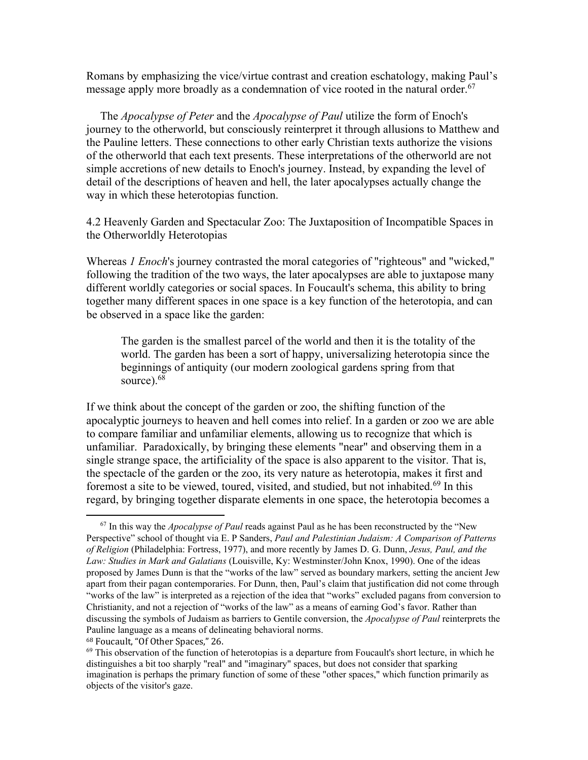Romans by emphasizing the vice/virtue contrast and creation eschatology, making Paul's message apply more broadly as a condemnation of vice rooted in the natural order.[67]

The *Apocalypse of Peter* and the *Apocalypse of Paul* utilize the form of Enoch's journey to the otherworld, but consciously reinterpret it through allusions to Matthew and the Pauline letters. These connections to other early Christian texts authorize the visions of the otherworld that each text presents. These interpretations of the otherworld are not simple accretions of new details to Enoch's journey. Instead, by expanding the level of detail of the descriptions of heaven and hell, the later apocalypses actually change the way in which these heterotopias function.

## 4.2 Heavenly Garden and Spectacular Zoo: The Juxtaposition of Incompatible Spaces in the Otherworldly Heterotopias

Whereas *1 Enoch*'s journey contrasted the moral categories of "righteous" and "wicked," following the tradition of the two ways, the later apocalypses are able to juxtapose many different worldly categories or social spaces. In Foucault's schema, this ability to bring together many different spaces in one space is a key function of the heterotopia, and can be observed in a space like the garden:

> The garden is the smallest parcel of the world and then it is the totality of the world. The garden has been a sort of happy, universalizing heterotopia since the beginnings of antiquity (our modern zoological gardens spring from that source).[68]

If we think about the concept of the garden or zoo, the shifting function of the apocalyptic journeys to heaven and hell comes into relief. In a garden or zoo we are able to compare familiar and unfamiliar elements, allowing us to recognize that which is unfamiliar. Paradoxically, by bringing these elements "near" and observing them in a single strange space, the artificiality of the space is also apparent to the visitor. That is, the spectacle of the garden or the zoo, its very nature as heterotopia, makes it first and foremost a site to be viewed, toured, visited, and studied, but not inhabited.[69] In this regard, by bringing together disparate elements in one space, the heterotopia becomes a

---

[67] In this way the *Apocalypse of Paul* reads against Paul as he has been reconstructed by the "New Perspective" school of thought via E. P Sanders, *Paul and Palestinian Judaism: A Comparison of Patterns of Religion* (Philadelphia: Fortress, 1977), and more recently by James D. G. Dunn, *Jesus, Paul, and the Law: Studies in Mark and Galatians* (Louisville, Ky: Westminster/John Knox, 1990). One of the ideas proposed by James Dunn is that the "works of the law" served as boundary markers, setting the ancient Jew apart from their pagan contemporaries. For Dunn, then, Paul's claim that justification did not come through "works of the law" is interpreted as a rejection of the idea that "works" excluded pagans from conversion to Christianity, and not a rejection of "works of the law" as a means of earning God's favor. Rather than discussing the symbols of Judaism as barriers to Gentile conversion, the *Apocalypse of Paul* reinterprets the Pauline language as a means of delineating behavioral norms.

[68] Foucault, "Of Other Spaces," 26.

[69] This observation of the function of heterotopias is a departure from Foucault's short lecture, in which he distinguishes a bit too sharply "real" and "imaginary" spaces, but does not consider that sparking imagination is perhaps the primary function of some of these "other spaces," which function primarily as objects of the visitor's gaze.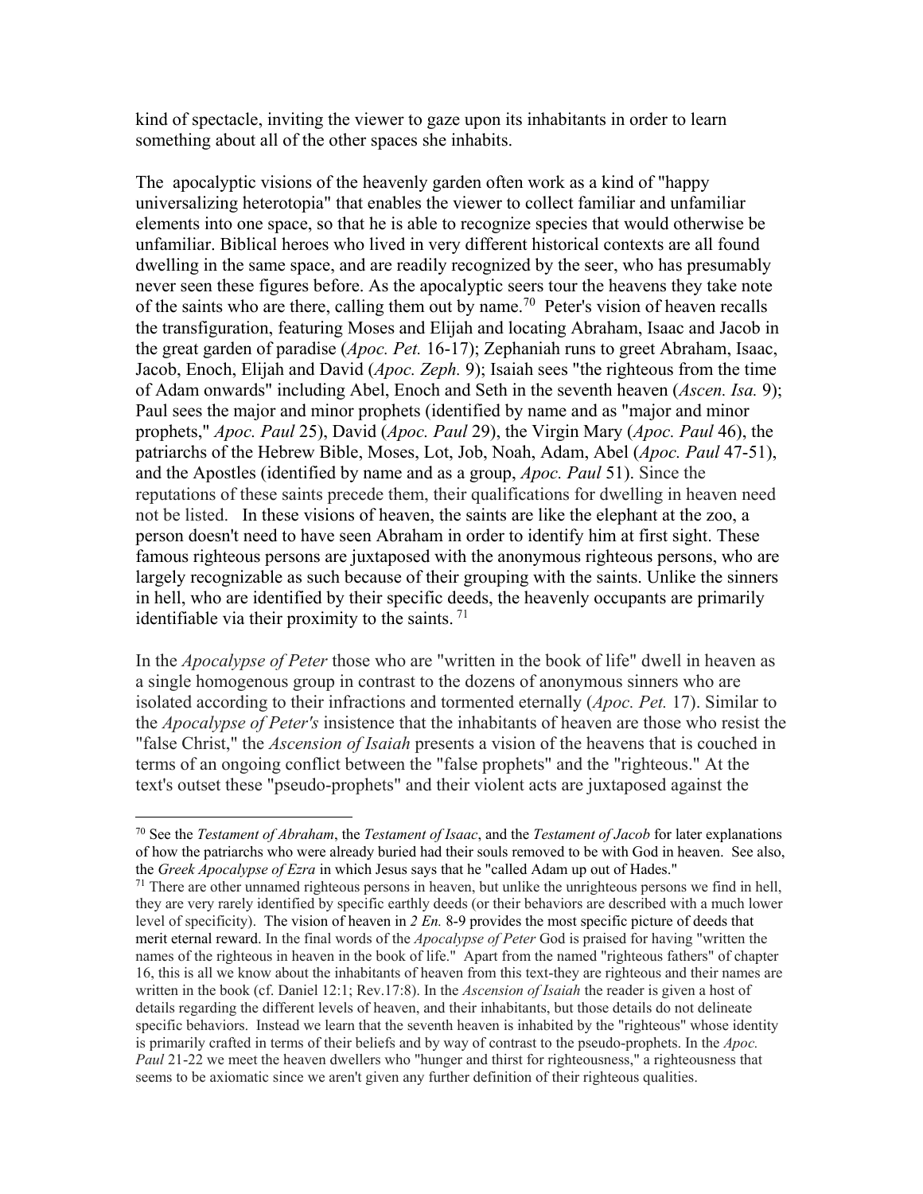kind of spectacle, inviting the viewer to gaze upon its inhabitants in order to learn something about all of the other spaces she inhabits.

The apocalyptic visions of the heavenly garden often work as a kind of "happy universalizing heterotopia" that enables the viewer to collect familiar and unfamiliar elements into one space, so that he is able to recognize species that would otherwise be unfamiliar. Biblical heroes who lived in very different historical contexts are all found dwelling in the same space, and are readily recognized by the seer, who has presumably never seen these figures before. As the apocalyptic seers tour the heavens they take note of the saints who are there, calling them out by name.[70] Peter's vision of heaven recalls the transfiguration, featuring Moses and Elijah and locating Abraham, Isaac and Jacob in the great garden of paradise (*Apoc. Pet.* 16-17); Zephaniah runs to greet Abraham, Isaac, Jacob, Enoch, Elijah and David (*Apoc. Zeph.* 9); Isaiah sees "the righteous from the time of Adam onwards" including Abel, Enoch and Seth in the seventh heaven (*Ascen. Isa.* 9); Paul sees the major and minor prophets (identified by name and as "major and minor prophets," *Apoc. Paul* 25), David (*Apoc. Paul* 29), the Virgin Mary (*Apoc. Paul* 46), the patriarchs of the Hebrew Bible, Moses, Lot, Job, Noah, Adam, Abel (*Apoc. Paul* 47-51), and the Apostles (identified by name and as a group, *Apoc. Paul* 51). Since the reputations of these saints precede them, their qualifications for dwelling in heaven need not be listed. In these visions of heaven, the saints are like the elephant at the zoo, a person doesn't need to have seen Abraham in order to identify him at first sight. These famous righteous persons are juxtaposed with the anonymous righteous persons, who are largely recognizable as such because of their grouping with the saints. Unlike the sinners in hell, who are identified by their specific deeds, the heavenly occupants are primarily identifiable via their proximity to the saints.[71]

In the *Apocalypse of Peter* those who are "written in the book of life" dwell in heaven as a single homogenous group in contrast to the dozens of anonymous sinners who are isolated according to their infractions and tormented eternally (*Apoc. Pet.* 17). Similar to the *Apocalypse of Peter's* insistence that the inhabitants of heaven are those who resist the "false Christ," the *Ascension of Isaiah* presents a vision of the heavens that is couched in terms of an ongoing conflict between the "false prophets" and the "righteous." At the text's outset these "pseudo-prophets" and their violent acts are juxtaposed against the

---

[70] See the *Testament of Abraham*, the *Testament of Isaac*, and the *Testament of Jacob* for later explanations of how the patriarchs who were already buried had their souls removed to be with God in heaven. See also, the *Greek Apocalypse of Ezra* in which Jesus says that he "called Adam up out of Hades."

[71] There are other unnamed righteous persons in heaven, but unlike the unrighteous persons we find in hell, they are very rarely identified by specific earthly deeds (or their behaviors are described with a much lower level of specificity). The vision of heaven in *2 En.* 8-9 provides the most specific picture of deeds that merit eternal reward. In the final words of the *Apocalypse of Peter* God is praised for having "written the names of the righteous in heaven in the book of life." Apart from the named "righteous fathers" of chapter 16, this is all we know about the inhabitants of heaven from this text-they are righteous and their names are written in the book (cf. Daniel 12:1; Rev.17:8). In the *Ascension of Isaiah* the reader is given a host of details regarding the different levels of heaven, and their inhabitants, but those details do not delineate specific behaviors. Instead we learn that the seventh heaven is inhabited by the "righteous" whose identity is primarily crafted in terms of their beliefs and by way of contrast to the pseudo-prophets. In the *Apoc. Paul* 21-22 we meet the heaven dwellers who "hunger and thirst for righteousness," a righteousness that seems to be axiomatic since we aren't given any further definition of their righteous qualities.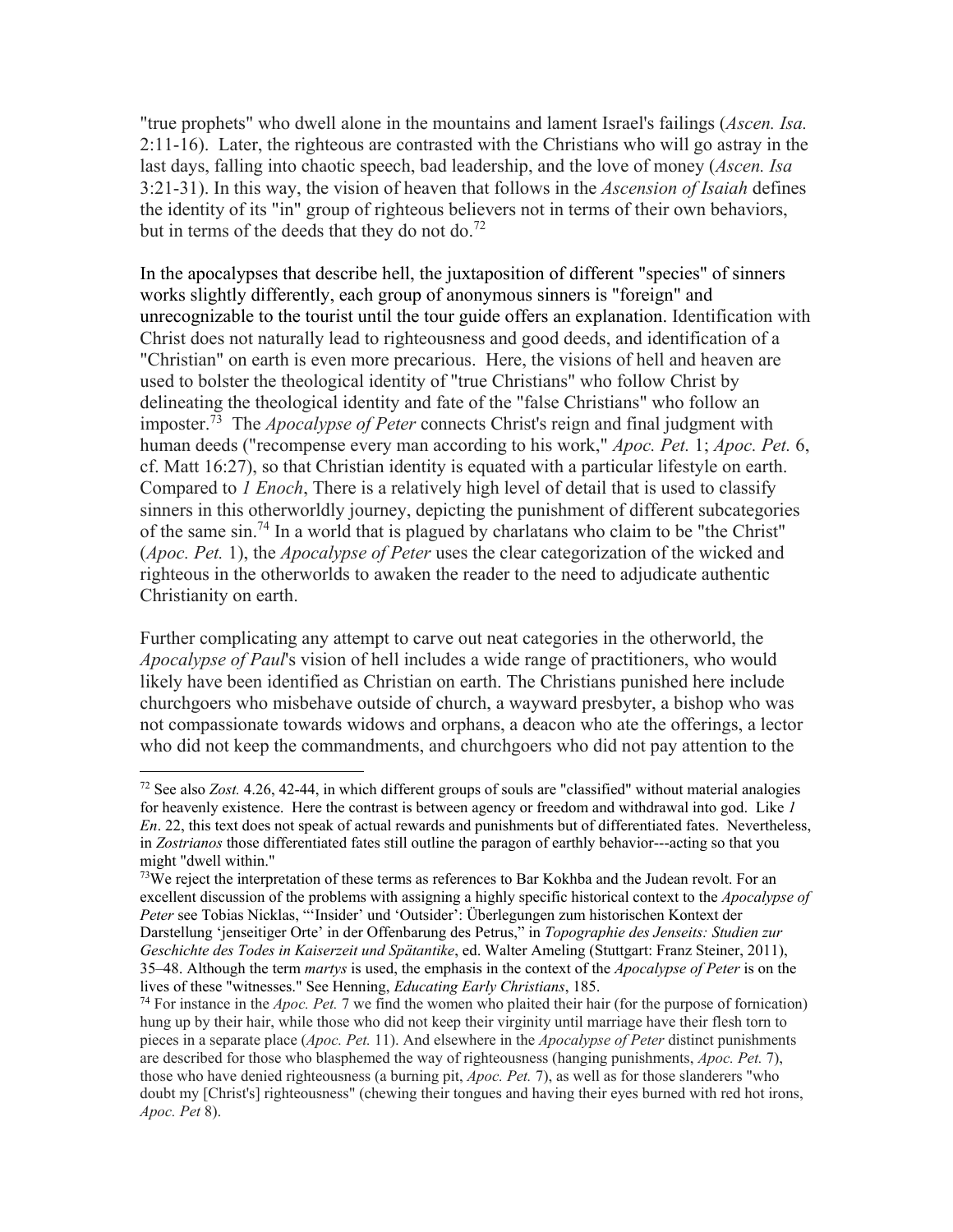"true prophets" who dwell alone in the mountains and lament Israel's failings (*Ascen. Isa.* 2:11-16). Later, the righteous are contrasted with the Christians who will go astray in the last days, falling into chaotic speech, bad leadership, and the love of money (*Ascen. Isa* 3:21-31). In this way, the vision of heaven that follows in the *Ascension of Isaiah* defines the identity of its "in" group of righteous believers not in terms of their own behaviors, but in terms of the deeds that they do not do.[72]

In the apocalypses that describe hell, the juxtaposition of different "species" of sinners works slightly differently, each group of anonymous sinners is "foreign" and unrecognizable to the tourist until the tour guide offers an explanation. Identification with Christ does not naturally lead to righteousness and good deeds, and identification of a "Christian" on earth is even more precarious. Here, the visions of hell and heaven are used to bolster the theological identity of "true Christians" who follow Christ by delineating the theological identity and fate of the "false Christians" who follow an imposter.[73] The *Apocalypse of Peter* connects Christ's reign and final judgment with human deeds ("recompense every man according to his work," *Apoc. Pet.* 1; *Apoc. Pet.* 6, cf. Matt 16:27), so that Christian identity is equated with a particular lifestyle on earth. Compared to *1 Enoch*, There is a relatively high level of detail that is used to classify sinners in this otherworldly journey, depicting the punishment of different subcategories of the same sin.[74] In a world that is plagued by charlatans who claim to be "the Christ" (*Apoc. Pet.* 1), the *Apocalypse of Peter* uses the clear categorization of the wicked and righteous in the otherworlds to awaken the reader to the need to adjudicate authentic Christianity on earth.

Further complicating any attempt to carve out neat categories in the otherworld, the *Apocalypse of Paul*'s vision of hell includes a wide range of practitioners, who would likely have been identified as Christian on earth. The Christians punished here include churchgoers who misbehave outside of church, a wayward presbyter, a bishop who was not compassionate towards widows and orphans, a deacon who ate the offerings, a lector who did not keep the commandments, and churchgoers who did not pay attention to the

---

[72] See also *Zost.* 4.26, 42-44, in which different groups of souls are "classified" without material analogies for heavenly existence. Here the contrast is between agency or freedom and withdrawal into god. Like *1 En*. 22, this text does not speak of actual rewards and punishments but of differentiated fates. Nevertheless, in *Zostrianos* those differentiated fates still outline the paragon of earthly behavior---acting so that you might "dwell within."

[73] We reject the interpretation of these terms as references to Bar Kokhba and the Judean revolt. For an excellent discussion of the problems with assigning a highly specific historical context to the *Apocalypse of Peter* see Tobias Nicklas, "'Insider' und 'Outsider': Überlegungen zum historischen Kontext der Darstellung 'jenseitiger Orte' in der Offenbarung des Petrus," in *Topographie des Jenseits: Studien zur Geschichte des Todes in Kaiserzeit und Spätantike*, ed. Walter Ameling (Stuttgart: Franz Steiner, 2011), 35–48. Although the term *martys* is used, the emphasis in the context of the *Apocalypse of Peter* is on the lives of these "witnesses." See Henning, *Educating Early Christians*, 185.

[74] For instance in the *Apoc. Pet.* 7 we find the women who plaited their hair (for the purpose of fornication) hung up by their hair, while those who did not keep their virginity until marriage have their flesh torn to pieces in a separate place (*Apoc. Pet.* 11). And elsewhere in the *Apocalypse of Peter* distinct punishments are described for those who blasphemed the way of righteousness (hanging punishments, *Apoc. Pet.* 7), those who have denied righteousness (a burning pit, *Apoc. Pet.* 7), as well as for those slanderers "who doubt my [Christ's] righteousness" (chewing their tongues and having their eyes burned with red hot irons, *Apoc. Pet* 8).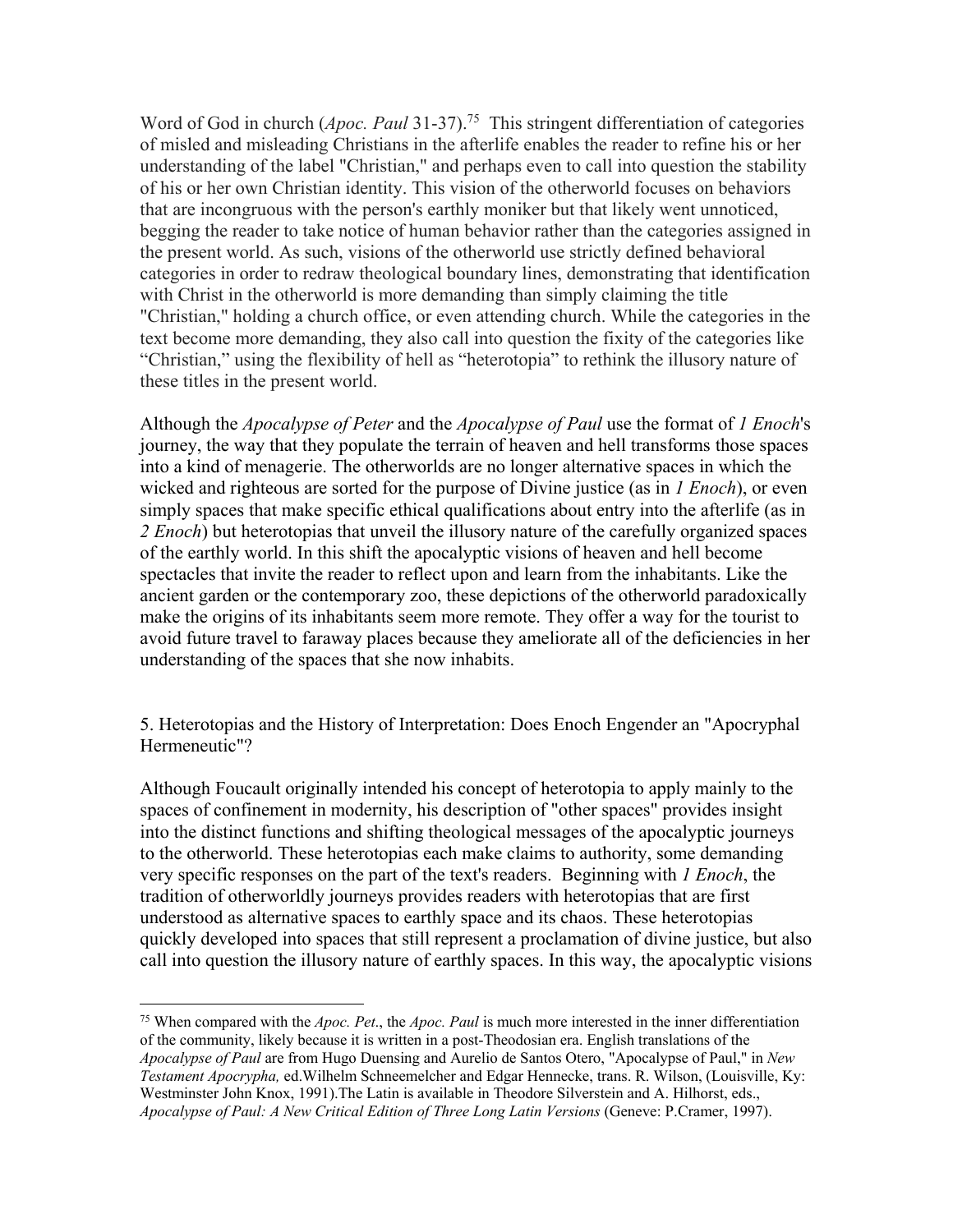Word of God in church (*Apoc. Paul* 31-37).[75] This stringent differentiation of categories of misled and misleading Christians in the afterlife enables the reader to refine his or her understanding of the label "Christian," and perhaps even to call into question the stability of his or her own Christian identity. This vision of the otherworld focuses on behaviors that are incongruous with the person's earthly moniker but that likely went unnoticed, begging the reader to take notice of human behavior rather than the categories assigned in the present world. As such, visions of the otherworld use strictly defined behavioral categories in order to redraw theological boundary lines, demonstrating that identification with Christ in the otherworld is more demanding than simply claiming the title "Christian," holding a church office, or even attending church. While the categories in the text become more demanding, they also call into question the fixity of the categories like "Christian," using the flexibility of hell as "heterotopia" to rethink the illusory nature of these titles in the present world.

Although the *Apocalypse of Peter* and the *Apocalypse of Paul* use the format of *1 Enoch*'s journey, the way that they populate the terrain of heaven and hell transforms those spaces into a kind of menagerie. The otherworlds are no longer alternative spaces in which the wicked and righteous are sorted for the purpose of Divine justice (as in *1 Enoch*), or even simply spaces that make specific ethical qualifications about entry into the afterlife (as in *2 Enoch*) but heterotopias that unveil the illusory nature of the carefully organized spaces of the earthly world. In this shift the apocalyptic visions of heaven and hell become spectacles that invite the reader to reflect upon and learn from the inhabitants. Like the ancient garden or the contemporary zoo, these depictions of the otherworld paradoxically make the origins of its inhabitants seem more remote. They offer a way for the tourist to avoid future travel to faraway places because they ameliorate all of the deficiencies in her understanding of the spaces that she now inhabits.

## 5. Heterotopias and the History of Interpretation: Does Enoch Engender an "Apocryphal Hermeneutic"?

Although Foucault originally intended his concept of heterotopia to apply mainly to the spaces of confinement in modernity, his description of "other spaces" provides insight into the distinct functions and shifting theological messages of the apocalyptic journeys to the otherworld. These heterotopias each make claims to authority, some demanding very specific responses on the part of the text's readers. Beginning with *1 Enoch*, the tradition of otherworldly journeys provides readers with heterotopias that are first understood as alternative spaces to earthly space and its chaos. These heterotopias quickly developed into spaces that still represent a proclamation of divine justice, but also call into question the illusory nature of earthly spaces. In this way, the apocalyptic visions

---

[75] When compared with the *Apoc. Pet*., the *Apoc. Paul* is much more interested in the inner differentiation of the community, likely because it is written in a post-Theodosian era. English translations of the *Apocalypse of Paul* are from Hugo Duensing and Aurelio de Santos Otero, "Apocalypse of Paul," in *New Testament Apocrypha,* ed.Wilhelm Schneemelcher and Edgar Hennecke, trans. R. Wilson, (Louisville, Ky: Westminster John Knox, 1991).The Latin is available in Theodore Silverstein and A. Hilhorst, eds., *Apocalypse of Paul: A New Critical Edition of Three Long Latin Versions* (Geneve: P.Cramer, 1997).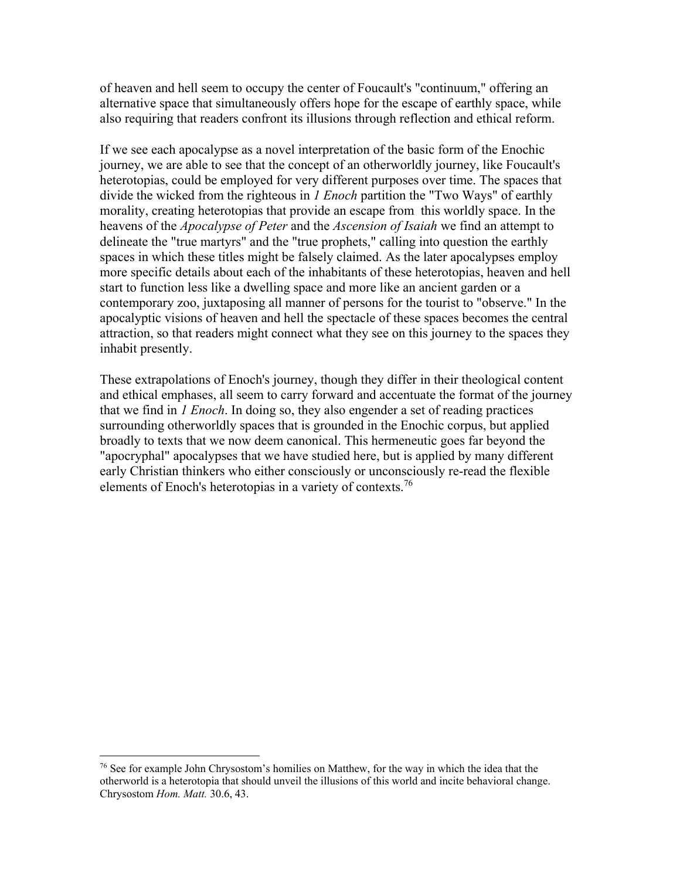of heaven and hell seem to occupy the center of Foucault's "continuum," offering an alternative space that simultaneously offers hope for the escape of earthly space, while also requiring that readers confront its illusions through reflection and ethical reform.

If we see each apocalypse as a novel interpretation of the basic form of the Enochic journey, we are able to see that the concept of an otherworldly journey, like Foucault's heterotopias, could be employed for very different purposes over time. The spaces that divide the wicked from the righteous in *1 Enoch* partition the "Two Ways" of earthly morality, creating heterotopias that provide an escape from this worldly space. In the heavens of the *Apocalypse of Peter* and the *Ascension of Isaiah* we find an attempt to delineate the "true martyrs" and the "true prophets," calling into question the earthly spaces in which these titles might be falsely claimed. As the later apocalypses employ more specific details about each of the inhabitants of these heterotopias, heaven and hell start to function less like a dwelling space and more like an ancient garden or a contemporary zoo, juxtaposing all manner of persons for the tourist to "observe." In the apocalyptic visions of heaven and hell the spectacle of these spaces becomes the central attraction, so that readers might connect what they see on this journey to the spaces they inhabit presently.

These extrapolations of Enoch's journey, though they differ in their theological content and ethical emphases, all seem to carry forward and accentuate the format of the journey that we find in *1 Enoch*. In doing so, they also engender a set of reading practices surrounding otherworldly spaces that is grounded in the Enochic corpus, but applied broadly to texts that we now deem canonical. This hermeneutic goes far beyond the "apocryphal" apocalypses that we have studied here, but is applied by many different early Christian thinkers who either consciously or unconsciously re-read the flexible elements of Enoch's heterotopias in a variety of contexts.[76]

---

[76] See for example John Chrysostom's homilies on Matthew, for the way in which the idea that the otherworld is a heterotopia that should unveil the illusions of this world and incite behavioral change. Chrysostom *Hom. Matt.* 30.6, 43.